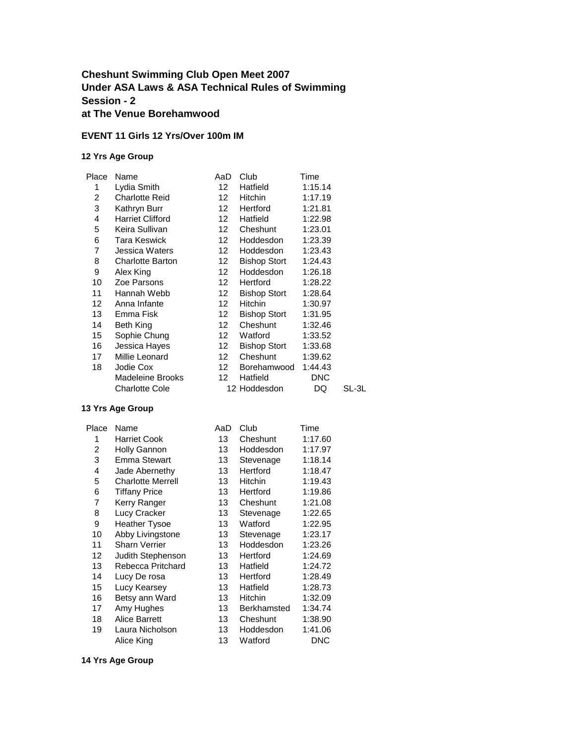**Cheshunt Swimming Club Open Meet 2007**
**Under ASA Laws & ASA Technical Rules of Swimming**
**Session - 2**
**at The Venue Borehamwood**

**EVENT 11 Girls 12 Yrs/Over 100m IM**

**12 Yrs Age Group**

| Place | Name | AaD | Club | Time | |
|---|---|---|---|---|---|
| 1 | Lydia Smith | 12 | Hatfield | 1:15.14 | |
| 2 | Charlotte Reid | 12 | Hitchin | 1:17.19 | |
| 3 | Kathryn Burr | 12 | Hertford | 1:21.81 | |
| 4 | Harriet Clifford | 12 | Hatfield | 1:22.98 | |
| 5 | Keira Sullivan | 12 | Cheshunt | 1:23.01 | |
| 6 | Tara Keswick | 12 | Hoddesdon | 1:23.39 | |
| 7 | Jessica Waters | 12 | Hoddesdon | 1:23.43 | |
| 8 | Charlotte Barton | 12 | Bishop Stort | 1:24.43 | |
| 9 | Alex King | 12 | Hoddesdon | 1:26.18 | |
| 10 | Zoe Parsons | 12 | Hertford | 1:28.22 | |
| 11 | Hannah Webb | 12 | Bishop Stort | 1:28.64 | |
| 12 | Anna Infante | 12 | Hitchin | 1:30.97 | |
| 13 | Emma Fisk | 12 | Bishop Stort | 1:31.95 | |
| 14 | Beth King | 12 | Cheshunt | 1:32.46 | |
| 15 | Sophie Chung | 12 | Watford | 1:33.52 | |
| 16 | Jessica Hayes | 12 | Bishop Stort | 1:33.68 | |
| 17 | Millie Leonard | 12 | Cheshunt | 1:39.62 | |
| 18 | Jodie Cox | 12 | Borehamwood | 1:44.43 | |
| | Madeleine Brooks | 12 | Hatfield | DNC | |
| | Charlotte Cole | 12 | Hoddesdon | DQ | SL-3L |

**13 Yrs Age Group**

| Place | Name | AaD | Club | Time |
|---|---|---|---|---|
| 1 | Harriet Cook | 13 | Cheshunt | 1:17.60 |
| 2 | Holly Gannon | 13 | Hoddesdon | 1:17.97 |
| 3 | Emma Stewart | 13 | Stevenage | 1:18.14 |
| 4 | Jade Abernethy | 13 | Hertford | 1:18.47 |
| 5 | Charlotte Merrell | 13 | Hitchin | 1:19.43 |
| 6 | Tiffany Price | 13 | Hertford | 1:19.86 |
| 7 | Kerry Ranger | 13 | Cheshunt | 1:21.08 |
| 8 | Lucy Cracker | 13 | Stevenage | 1:22.65 |
| 9 | Heather Tysoe | 13 | Watford | 1:22.95 |
| 10 | Abby Livingstone | 13 | Stevenage | 1:23.17 |
| 11 | Sharn Verrier | 13 | Hoddesdon | 1:23.26 |
| 12 | Judith Stephenson | 13 | Hertford | 1:24.69 |
| 13 | Rebecca Pritchard | 13 | Hatfield | 1:24.72 |
| 14 | Lucy De rosa | 13 | Hertford | 1:28.49 |
| 15 | Lucy Kearsey | 13 | Hatfield | 1:28.73 |
| 16 | Betsy ann Ward | 13 | Hitchin | 1:32.09 |
| 17 | Amy Hughes | 13 | Berkhamsted | 1:34.74 |
| 18 | Alice Barrett | 13 | Cheshunt | 1:38.90 |
| 19 | Laura Nicholson | 13 | Hoddesdon | 1:41.06 |
| | Alice King | 13 | Watford | DNC |

**14 Yrs Age Group**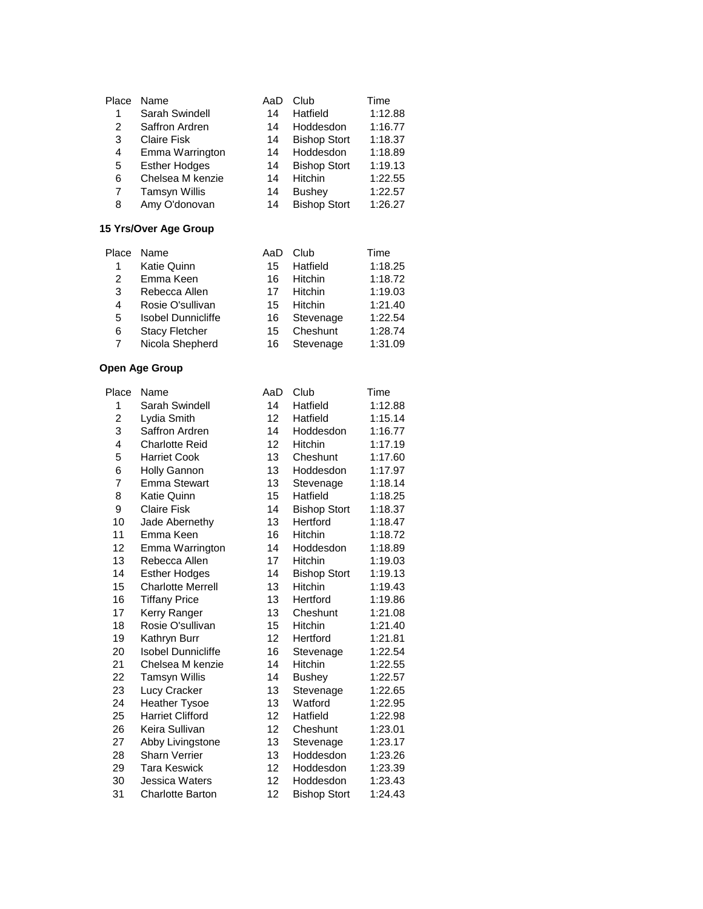| Place | Name | AaD | Club | Time |
|---|---|---|---|---|
| 1 | Sarah Swindell | 14 | Hatfield | 1:12.88 |
| 2 | Saffron Ardren | 14 | Hoddesdon | 1:16.77 |
| 3 | Claire Fisk | 14 | Bishop Stort | 1:18.37 |
| 4 | Emma Warrington | 14 | Hoddesdon | 1:18.89 |
| 5 | Esther Hodges | 14 | Bishop Stort | 1:19.13 |
| 6 | Chelsea M kenzie | 14 | Hitchin | 1:22.55 |
| 7 | Tamsyn Willis | 14 | Bushey | 1:22.57 |
| 8 | Amy O'donovan | 14 | Bishop Stort | 1:26.27 |

**15 Yrs/Over Age Group**

| Place | Name | AaD | Club | Time |
|---|---|---|---|---|
| 1 | Katie Quinn | 15 | Hatfield | 1:18.25 |
| 2 | Emma Keen | 16 | Hitchin | 1:18.72 |
| 3 | Rebecca Allen | 17 | Hitchin | 1:19.03 |
| 4 | Rosie O'sullivan | 15 | Hitchin | 1:21.40 |
| 5 | Isobel Dunnicliffe | 16 | Stevenage | 1:22.54 |
| 6 | Stacy Fletcher | 15 | Cheshunt | 1:28.74 |
| 7 | Nicola Shepherd | 16 | Stevenage | 1:31.09 |

**Open Age Group**

| Place | Name | AaD | Club | Time |
|---|---|---|---|---|
| 1 | Sarah Swindell | 14 | Hatfield | 1:12.88 |
| 2 | Lydia Smith | 12 | Hatfield | 1:15.14 |
| 3 | Saffron Ardren | 14 | Hoddesdon | 1:16.77 |
| 4 | Charlotte Reid | 12 | Hitchin | 1:17.19 |
| 5 | Harriet Cook | 13 | Cheshunt | 1:17.60 |
| 6 | Holly Gannon | 13 | Hoddesdon | 1:17.97 |
| 7 | Emma Stewart | 13 | Stevenage | 1:18.14 |
| 8 | Katie Quinn | 15 | Hatfield | 1:18.25 |
| 9 | Claire Fisk | 14 | Bishop Stort | 1:18.37 |
| 10 | Jade Abernethy | 13 | Hertford | 1:18.47 |
| 11 | Emma Keen | 16 | Hitchin | 1:18.72 |
| 12 | Emma Warrington | 14 | Hoddesdon | 1:18.89 |
| 13 | Rebecca Allen | 17 | Hitchin | 1:19.03 |
| 14 | Esther Hodges | 14 | Bishop Stort | 1:19.13 |
| 15 | Charlotte Merrell | 13 | Hitchin | 1:19.43 |
| 16 | Tiffany Price | 13 | Hertford | 1:19.86 |
| 17 | Kerry Ranger | 13 | Cheshunt | 1:21.08 |
| 18 | Rosie O'sullivan | 15 | Hitchin | 1:21.40 |
| 19 | Kathryn Burr | 12 | Hertford | 1:21.81 |
| 20 | Isobel Dunnicliffe | 16 | Stevenage | 1:22.54 |
| 21 | Chelsea M kenzie | 14 | Hitchin | 1:22.55 |
| 22 | Tamsyn Willis | 14 | Bushey | 1:22.57 |
| 23 | Lucy Cracker | 13 | Stevenage | 1:22.65 |
| 24 | Heather Tysoe | 13 | Watford | 1:22.95 |
| 25 | Harriet Clifford | 12 | Hatfield | 1:22.98 |
| 26 | Keira Sullivan | 12 | Cheshunt | 1:23.01 |
| 27 | Abby Livingstone | 13 | Stevenage | 1:23.17 |
| 28 | Sharn Verrier | 13 | Hoddesdon | 1:23.26 |
| 29 | Tara Keswick | 12 | Hoddesdon | 1:23.39 |
| 30 | Jessica Waters | 12 | Hoddesdon | 1:23.43 |
| 31 | Charlotte Barton | 12 | Bishop Stort | 1:24.43 |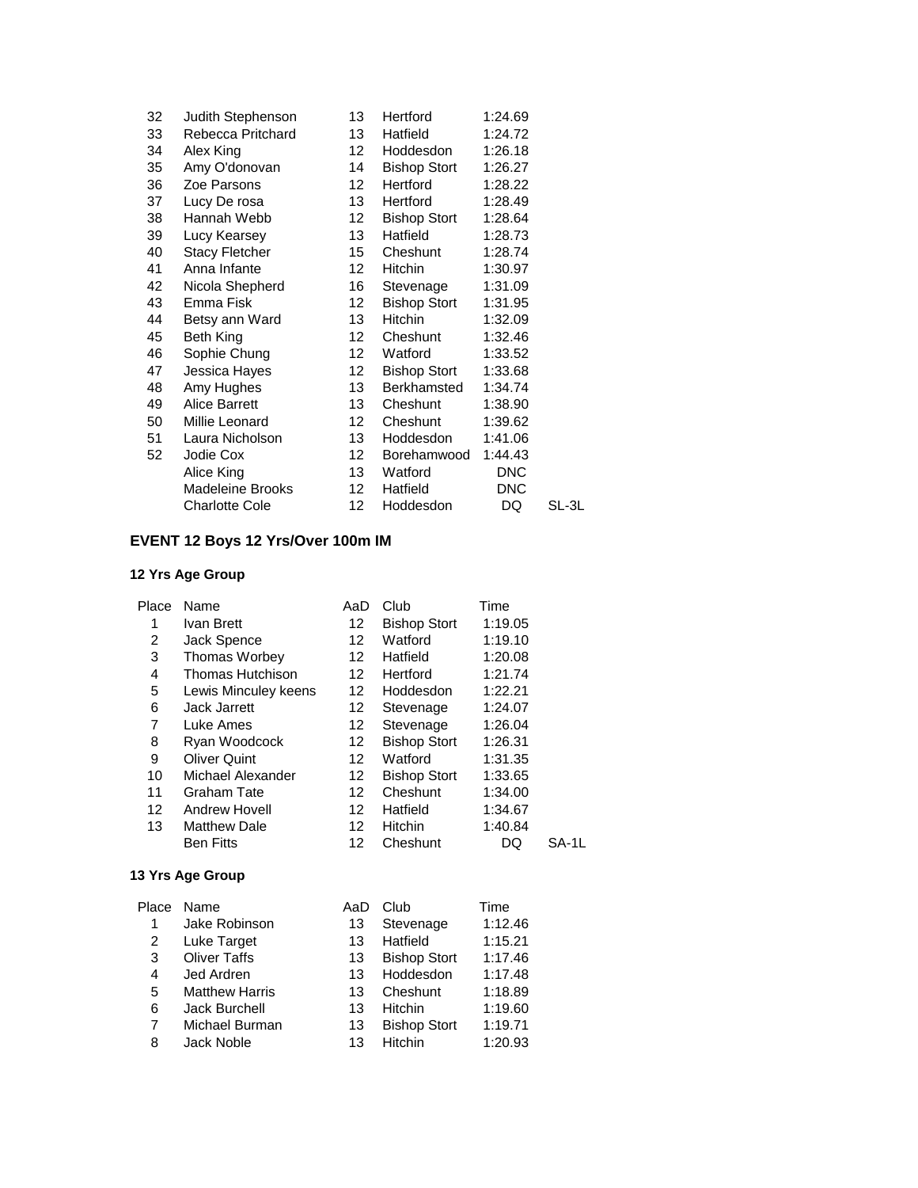| Place | Name | AaD | Club | Time | |
|---|---|---|---|---|---|
| 32 | Judith Stephenson | 13 | Hertford | 1:24.69 | |
| 33 | Rebecca Pritchard | 13 | Hatfield | 1:24.72 | |
| 34 | Alex King | 12 | Hoddesdon | 1:26.18 | |
| 35 | Amy O'donovan | 14 | Bishop Stort | 1:26.27 | |
| 36 | Zoe Parsons | 12 | Hertford | 1:28.22 | |
| 37 | Lucy De rosa | 13 | Hertford | 1:28.49 | |
| 38 | Hannah Webb | 12 | Bishop Stort | 1:28.64 | |
| 39 | Lucy Kearsey | 13 | Hatfield | 1:28.73 | |
| 40 | Stacy Fletcher | 15 | Cheshunt | 1:28.74 | |
| 41 | Anna Infante | 12 | Hitchin | 1:30.97 | |
| 42 | Nicola Shepherd | 16 | Stevenage | 1:31.09 | |
| 43 | Emma Fisk | 12 | Bishop Stort | 1:31.95 | |
| 44 | Betsy ann Ward | 13 | Hitchin | 1:32.09 | |
| 45 | Beth King | 12 | Cheshunt | 1:32.46 | |
| 46 | Sophie Chung | 12 | Watford | 1:33.52 | |
| 47 | Jessica Hayes | 12 | Bishop Stort | 1:33.68 | |
| 48 | Amy Hughes | 13 | Berkhamsted | 1:34.74 | |
| 49 | Alice Barrett | 13 | Cheshunt | 1:38.90 | |
| 50 | Millie Leonard | 12 | Cheshunt | 1:39.62 | |
| 51 | Laura Nicholson | 13 | Hoddesdon | 1:41.06 | |
| 52 | Jodie Cox | 12 | Borehamwood | 1:44.43 | |
| | Alice King | 13 | Watford | DNC | |
| | Madeleine Brooks | 12 | Hatfield | DNC | |
| | Charlotte Cole | 12 | Hoddesdon | DQ | SL-3L |

## EVENT 12 Boys 12 Yrs/Over 100m IM

### 12 Yrs Age Group

| Place | Name | AaD | Club | Time | |
|---|---|---|---|---|---|
| 1 | Ivan Brett | 12 | Bishop Stort | 1:19.05 | |
| 2 | Jack Spence | 12 | Watford | 1:19.10 | |
| 3 | Thomas Worbey | 12 | Hatfield | 1:20.08 | |
| 4 | Thomas Hutchison | 12 | Hertford | 1:21.74 | |
| 5 | Lewis Minculey keens | 12 | Hoddesdon | 1:22.21 | |
| 6 | Jack Jarrett | 12 | Stevenage | 1:24.07 | |
| 7 | Luke Ames | 12 | Stevenage | 1:26.04 | |
| 8 | Ryan Woodcock | 12 | Bishop Stort | 1:26.31 | |
| 9 | Oliver Quint | 12 | Watford | 1:31.35 | |
| 10 | Michael Alexander | 12 | Bishop Stort | 1:33.65 | |
| 11 | Graham Tate | 12 | Cheshunt | 1:34.00 | |
| 12 | Andrew Hovell | 12 | Hatfield | 1:34.67 | |
| 13 | Matthew Dale | 12 | Hitchin | 1:40.84 | |
| | Ben Fitts | 12 | Cheshunt | DQ | SA-1L |

### 13 Yrs Age Group

| Place | Name | AaD | Club | Time |
|---|---|---|---|---|
| 1 | Jake Robinson | 13 | Stevenage | 1:12.46 |
| 2 | Luke Target | 13 | Hatfield | 1:15.21 |
| 3 | Oliver Taffs | 13 | Bishop Stort | 1:17.46 |
| 4 | Jed Ardren | 13 | Hoddesdon | 1:17.48 |
| 5 | Matthew Harris | 13 | Cheshunt | 1:18.89 |
| 6 | Jack Burchell | 13 | Hitchin | 1:19.60 |
| 7 | Michael Burman | 13 | Bishop Stort | 1:19.71 |
| 8 | Jack Noble | 13 | Hitchin | 1:20.93 |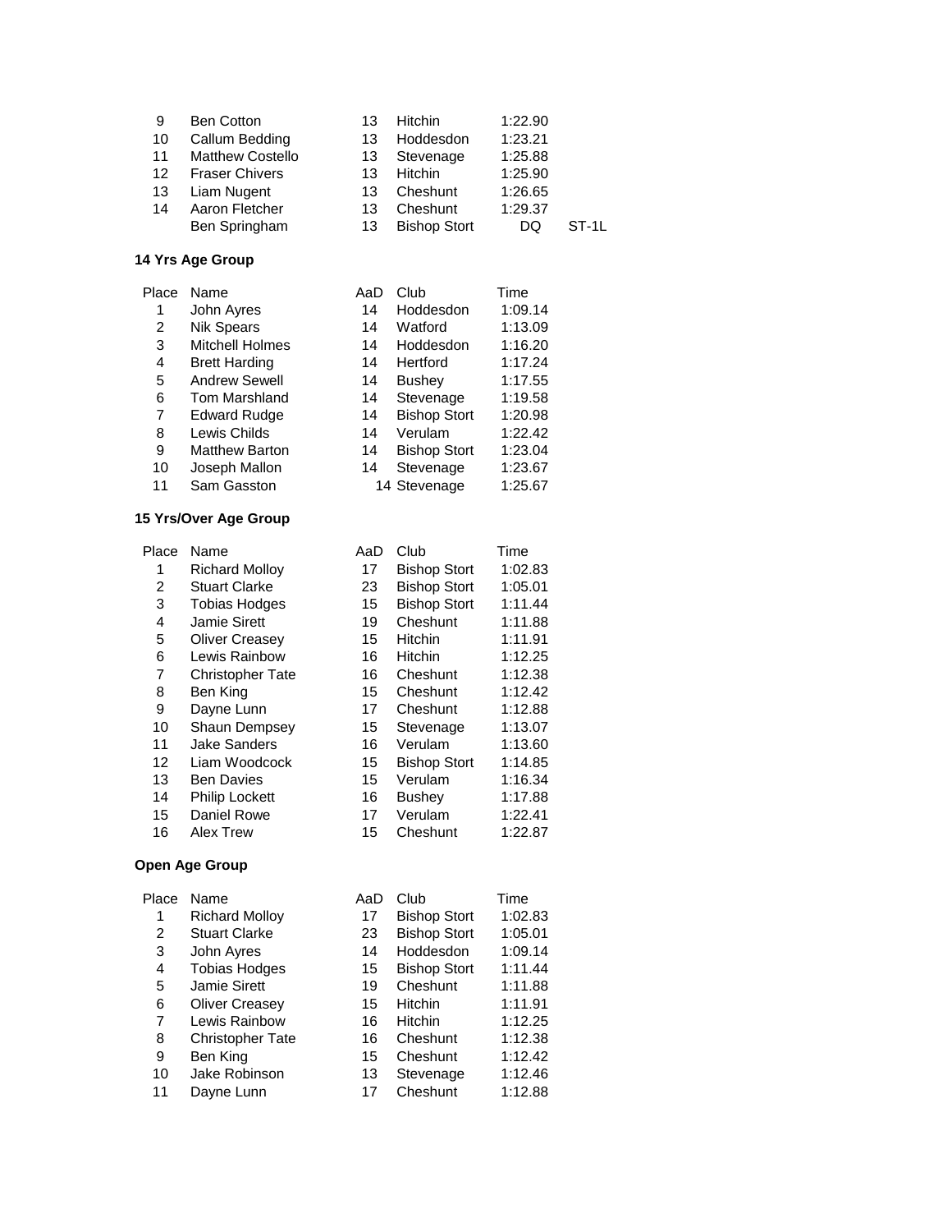| | | | | | |
|---|---|---|---|---|---|
| 9 | Ben Cotton | 13 | Hitchin | 1:22.90 | |
| 10 | Callum Bedding | 13 | Hoddesdon | 1:23.21 | |
| 11 | Matthew Costello | 13 | Stevenage | 1:25.88 | |
| 12 | Fraser Chivers | 13 | Hitchin | 1:25.90 | |
| 13 | Liam Nugent | 13 | Cheshunt | 1:26.65 | |
| 14 | Aaron Fletcher | 13 | Cheshunt | 1:29.37 | |
| | Ben Springham | 13 | Bishop Stort | DQ | ST-1L |

**14 Yrs Age Group**

| Place | Name | AaD | Club | Time |
|---|---|---|---|---|
| 1 | John Ayres | 14 | Hoddesdon | 1:09.14 |
| 2 | Nik Spears | 14 | Watford | 1:13.09 |
| 3 | Mitchell Holmes | 14 | Hoddesdon | 1:16.20 |
| 4 | Brett Harding | 14 | Hertford | 1:17.24 |
| 5 | Andrew Sewell | 14 | Bushey | 1:17.55 |
| 6 | Tom Marshland | 14 | Stevenage | 1:19.58 |
| 7 | Edward Rudge | 14 | Bishop Stort | 1:20.98 |
| 8 | Lewis Childs | 14 | Verulam | 1:22.42 |
| 9 | Matthew Barton | 14 | Bishop Stort | 1:23.04 |
| 10 | Joseph Mallon | 14 | Stevenage | 1:23.67 |
| 11 | Sam Gasston | 14 | Stevenage | 1:25.67 |

**15 Yrs/Over Age Group**

| Place | Name | AaD | Club | Time |
|---|---|---|---|---|
| 1 | Richard Molloy | 17 | Bishop Stort | 1:02.83 |
| 2 | Stuart Clarke | 23 | Bishop Stort | 1:05.01 |
| 3 | Tobias Hodges | 15 | Bishop Stort | 1:11.44 |
| 4 | Jamie Sirett | 19 | Cheshunt | 1:11.88 |
| 5 | Oliver Creasey | 15 | Hitchin | 1:11.91 |
| 6 | Lewis Rainbow | 16 | Hitchin | 1:12.25 |
| 7 | Christopher Tate | 16 | Cheshunt | 1:12.38 |
| 8 | Ben King | 15 | Cheshunt | 1:12.42 |
| 9 | Dayne Lunn | 17 | Cheshunt | 1:12.88 |
| 10 | Shaun Dempsey | 15 | Stevenage | 1:13.07 |
| 11 | Jake Sanders | 16 | Verulam | 1:13.60 |
| 12 | Liam Woodcock | 15 | Bishop Stort | 1:14.85 |
| 13 | Ben Davies | 15 | Verulam | 1:16.34 |
| 14 | Philip Lockett | 16 | Bushey | 1:17.88 |
| 15 | Daniel Rowe | 17 | Verulam | 1:22.41 |
| 16 | Alex Trew | 15 | Cheshunt | 1:22.87 |

**Open Age Group**

| Place | Name | AaD | Club | Time |
|---|---|---|---|---|
| 1 | Richard Molloy | 17 | Bishop Stort | 1:02.83 |
| 2 | Stuart Clarke | 23 | Bishop Stort | 1:05.01 |
| 3 | John Ayres | 14 | Hoddesdon | 1:09.14 |
| 4 | Tobias Hodges | 15 | Bishop Stort | 1:11.44 |
| 5 | Jamie Sirett | 19 | Cheshunt | 1:11.88 |
| 6 | Oliver Creasey | 15 | Hitchin | 1:11.91 |
| 7 | Lewis Rainbow | 16 | Hitchin | 1:12.25 |
| 8 | Christopher Tate | 16 | Cheshunt | 1:12.38 |
| 9 | Ben King | 15 | Cheshunt | 1:12.42 |
| 10 | Jake Robinson | 13 | Stevenage | 1:12.46 |
| 11 | Dayne Lunn | 17 | Cheshunt | 1:12.88 |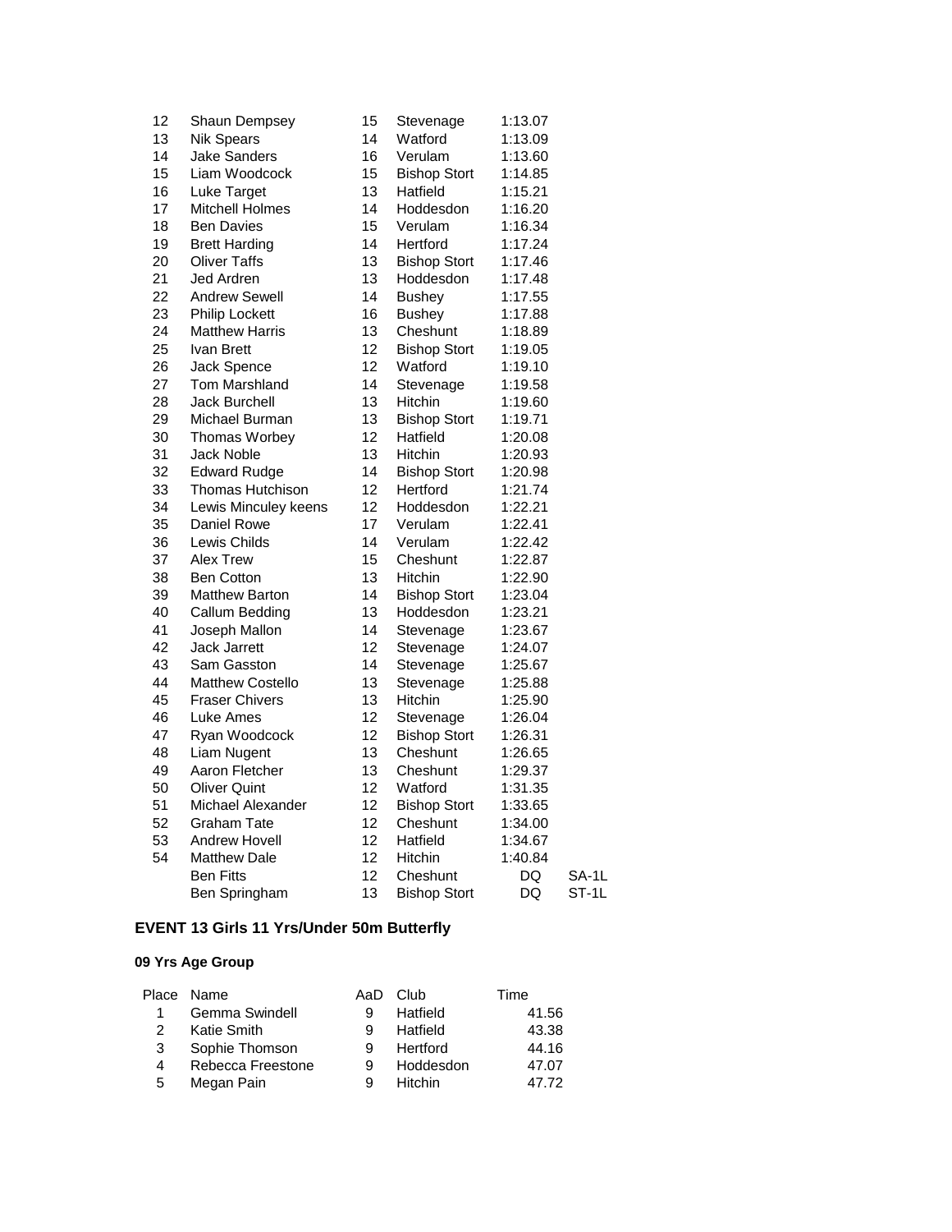| Place | Name | AaD | Club | Time | |
|---|---|---|---|---|---|
| 12 | Shaun Dempsey | 15 | Stevenage | 1:13.07 | |
| 13 | Nik Spears | 14 | Watford | 1:13.09 | |
| 14 | Jake Sanders | 16 | Verulam | 1:13.60 | |
| 15 | Liam Woodcock | 15 | Bishop Stort | 1:14.85 | |
| 16 | Luke Target | 13 | Hatfield | 1:15.21 | |
| 17 | Mitchell Holmes | 14 | Hoddesdon | 1:16.20 | |
| 18 | Ben Davies | 15 | Verulam | 1:16.34 | |
| 19 | Brett Harding | 14 | Hertford | 1:17.24 | |
| 20 | Oliver Taffs | 13 | Bishop Stort | 1:17.46 | |
| 21 | Jed Ardren | 13 | Hoddesdon | 1:17.48 | |
| 22 | Andrew Sewell | 14 | Bushey | 1:17.55 | |
| 23 | Philip Lockett | 16 | Bushey | 1:17.88 | |
| 24 | Matthew Harris | 13 | Cheshunt | 1:18.89 | |
| 25 | Ivan Brett | 12 | Bishop Stort | 1:19.05 | |
| 26 | Jack Spence | 12 | Watford | 1:19.10 | |
| 27 | Tom Marshland | 14 | Stevenage | 1:19.58 | |
| 28 | Jack Burchell | 13 | Hitchin | 1:19.60 | |
| 29 | Michael Burman | 13 | Bishop Stort | 1:19.71 | |
| 30 | Thomas Worbey | 12 | Hatfield | 1:20.08 | |
| 31 | Jack Noble | 13 | Hitchin | 1:20.93 | |
| 32 | Edward Rudge | 14 | Bishop Stort | 1:20.98 | |
| 33 | Thomas Hutchison | 12 | Hertford | 1:21.74 | |
| 34 | Lewis Minculey keens | 12 | Hoddesdon | 1:22.21 | |
| 35 | Daniel Rowe | 17 | Verulam | 1:22.41 | |
| 36 | Lewis Childs | 14 | Verulam | 1:22.42 | |
| 37 | Alex Trew | 15 | Cheshunt | 1:22.87 | |
| 38 | Ben Cotton | 13 | Hitchin | 1:22.90 | |
| 39 | Matthew Barton | 14 | Bishop Stort | 1:23.04 | |
| 40 | Callum Bedding | 13 | Hoddesdon | 1:23.21 | |
| 41 | Joseph Mallon | 14 | Stevenage | 1:23.67 | |
| 42 | Jack Jarrett | 12 | Stevenage | 1:24.07 | |
| 43 | Sam Gasston | 14 | Stevenage | 1:25.67 | |
| 44 | Matthew Costello | 13 | Stevenage | 1:25.88 | |
| 45 | Fraser Chivers | 13 | Hitchin | 1:25.90 | |
| 46 | Luke Ames | 12 | Stevenage | 1:26.04 | |
| 47 | Ryan Woodcock | 12 | Bishop Stort | 1:26.31 | |
| 48 | Liam Nugent | 13 | Cheshunt | 1:26.65 | |
| 49 | Aaron Fletcher | 13 | Cheshunt | 1:29.37 | |
| 50 | Oliver Quint | 12 | Watford | 1:31.35 | |
| 51 | Michael Alexander | 12 | Bishop Stort | 1:33.65 | |
| 52 | Graham Tate | 12 | Cheshunt | 1:34.00 | |
| 53 | Andrew Hovell | 12 | Hatfield | 1:34.67 | |
| 54 | Matthew Dale | 12 | Hitchin | 1:40.84 | |
| | Ben Fitts | 12 | Cheshunt | DQ | SA-1L |
| | Ben Springham | 13 | Bishop Stort | DQ | ST-1L |

**EVENT 13 Girls 11 Yrs/Under 50m Butterfly**

**09 Yrs Age Group**

| Place | Name | AaD | Club | Time |
|---|---|---|---|---|
| 1 | Gemma Swindell | 9 | Hatfield | 41.56 |
| 2 | Katie Smith | 9 | Hatfield | 43.38 |
| 3 | Sophie Thomson | 9 | Hertford | 44.16 |
| 4 | Rebecca Freestone | 9 | Hoddesdon | 47.07 |
| 5 | Megan Pain | 9 | Hitchin | 47.72 |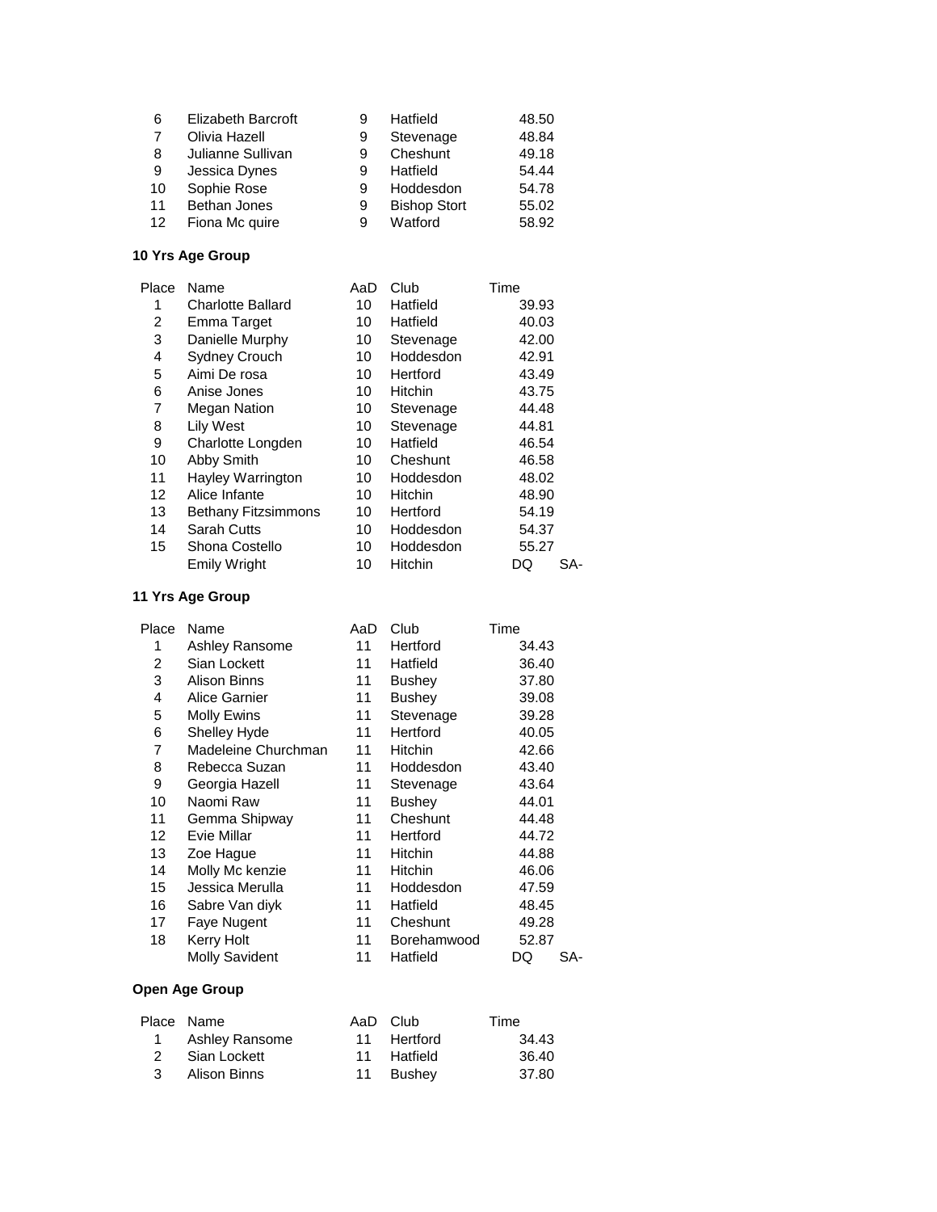| Place | Name | AaD | Club | Time | |
|---|---|---|---|---|---|
| 6 | Elizabeth Barcroft | 9 | Hatfield | 48.50 | |
| 7 | Olivia Hazell | 9 | Stevenage | 48.84 | |
| 8 | Julianne Sullivan | 9 | Cheshunt | 49.18 | |
| 9 | Jessica Dynes | 9 | Hatfield | 54.44 | |
| 10 | Sophie Rose | 9 | Hoddesdon | 54.78 | |
| 11 | Bethan Jones | 9 | Bishop Stort | 55.02 | |
| 12 | Fiona Mc quire | 9 | Watford | 58.92 | |

**10 Yrs Age Group**

| Place | Name | AaD | Club | Time | |
|---|---|---|---|---|---|
| 1 | Charlotte Ballard | 10 | Hatfield | 39.93 | |
| 2 | Emma Target | 10 | Hatfield | 40.03 | |
| 3 | Danielle Murphy | 10 | Stevenage | 42.00 | |
| 4 | Sydney Crouch | 10 | Hoddesdon | 42.91 | |
| 5 | Aimi De rosa | 10 | Hertford | 43.49 | |
| 6 | Anise Jones | 10 | Hitchin | 43.75 | |
| 7 | Megan Nation | 10 | Stevenage | 44.48 | |
| 8 | Lily West | 10 | Stevenage | 44.81 | |
| 9 | Charlotte Longden | 10 | Hatfield | 46.54 | |
| 10 | Abby Smith | 10 | Cheshunt | 46.58 | |
| 11 | Hayley Warrington | 10 | Hoddesdon | 48.02 | |
| 12 | Alice Infante | 10 | Hitchin | 48.90 | |
| 13 | Bethany Fitzsimmons | 10 | Hertford | 54.19 | |
| 14 | Sarah Cutts | 10 | Hoddesdon | 54.37 | |
| 15 | Shona Costello | 10 | Hoddesdon | 55.27 | |
| | Emily Wright | 10 | Hitchin | DQ | SA- |

**11 Yrs Age Group**

| Place | Name | AaD | Club | Time | |
|---|---|---|---|---|---|
| 1 | Ashley Ransome | 11 | Hertford | 34.43 | |
| 2 | Sian Lockett | 11 | Hatfield | 36.40 | |
| 3 | Alison Binns | 11 | Bushey | 37.80 | |
| 4 | Alice Garnier | 11 | Bushey | 39.08 | |
| 5 | Molly Ewins | 11 | Stevenage | 39.28 | |
| 6 | Shelley Hyde | 11 | Hertford | 40.05 | |
| 7 | Madeleine Churchman | 11 | Hitchin | 42.66 | |
| 8 | Rebecca Suzan | 11 | Hoddesdon | 43.40 | |
| 9 | Georgia Hazell | 11 | Stevenage | 43.64 | |
| 10 | Naomi Raw | 11 | Bushey | 44.01 | |
| 11 | Gemma Shipway | 11 | Cheshunt | 44.48 | |
| 12 | Evie Millar | 11 | Hertford | 44.72 | |
| 13 | Zoe Hague | 11 | Hitchin | 44.88 | |
| 14 | Molly Mc kenzie | 11 | Hitchin | 46.06 | |
| 15 | Jessica Merulla | 11 | Hoddesdon | 47.59 | |
| 16 | Sabre Van diyk | 11 | Hatfield | 48.45 | |
| 17 | Faye Nugent | 11 | Cheshunt | 49.28 | |
| 18 | Kerry Holt | 11 | Borehamwood | 52.87 | |
| | Molly Savident | 11 | Hatfield | DQ | SA- |

**Open Age Group**

| Place | Name | AaD | Club | Time |
|---|---|---|---|---|
| 1 | Ashley Ransome | 11 | Hertford | 34.43 |
| 2 | Sian Lockett | 11 | Hatfield | 36.40 |
| 3 | Alison Binns | 11 | Bushey | 37.80 |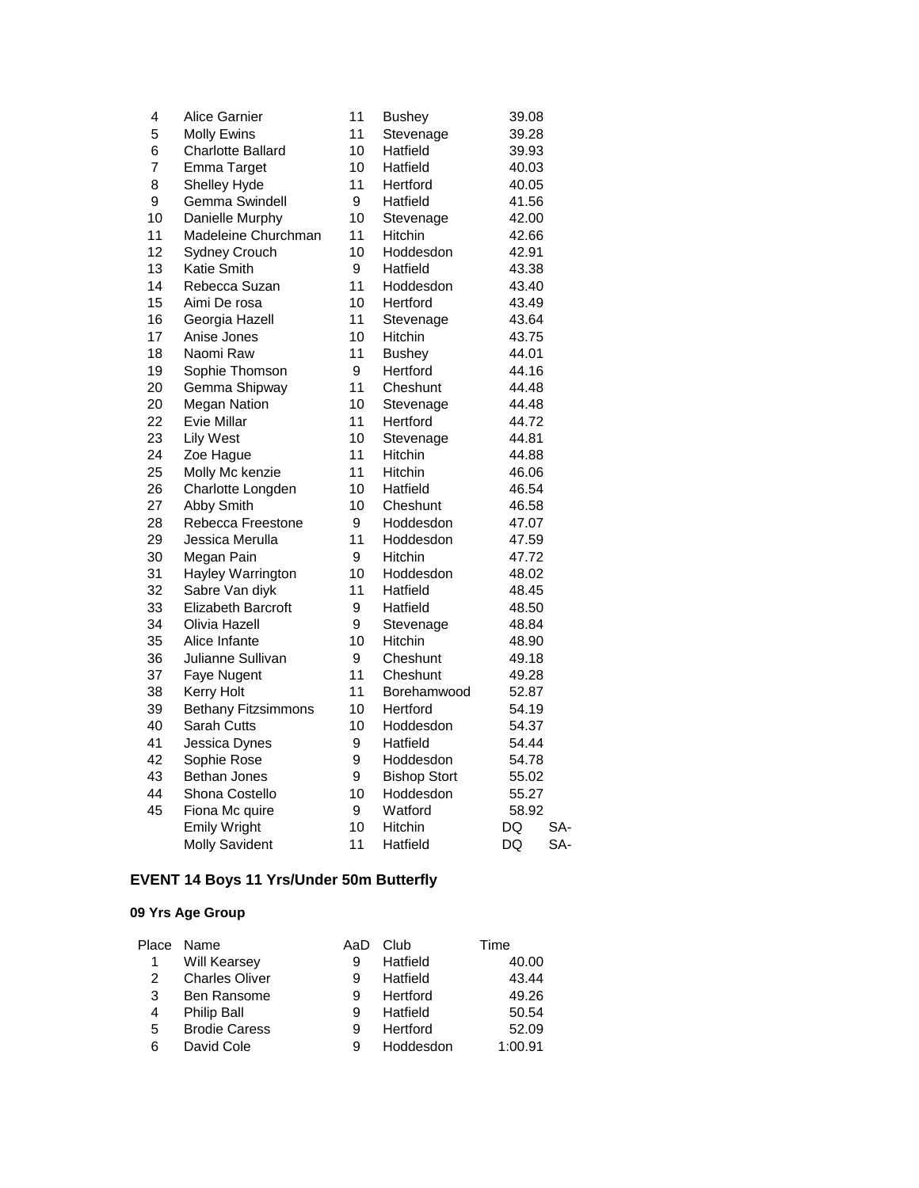| Place | Name | AaD | Club | Time | |
|---|---|---|---|---|---|
| 4 | Alice Garnier | 11 | Bushey | 39.08 | |
| 5 | Molly Ewins | 11 | Stevenage | 39.28 | |
| 6 | Charlotte Ballard | 10 | Hatfield | 39.93 | |
| 7 | Emma Target | 10 | Hatfield | 40.03 | |
| 8 | Shelley Hyde | 11 | Hertford | 40.05 | |
| 9 | Gemma Swindell | 9 | Hatfield | 41.56 | |
| 10 | Danielle Murphy | 10 | Stevenage | 42.00 | |
| 11 | Madeleine Churchman | 11 | Hitchin | 42.66 | |
| 12 | Sydney Crouch | 10 | Hoddesdon | 42.91 | |
| 13 | Katie Smith | 9 | Hatfield | 43.38 | |
| 14 | Rebecca Suzan | 11 | Hoddesdon | 43.40 | |
| 15 | Aimi De rosa | 10 | Hertford | 43.49 | |
| 16 | Georgia Hazell | 11 | Stevenage | 43.64 | |
| 17 | Anise Jones | 10 | Hitchin | 43.75 | |
| 18 | Naomi Raw | 11 | Bushey | 44.01 | |
| 19 | Sophie Thomson | 9 | Hertford | 44.16 | |
| 20 | Gemma Shipway | 11 | Cheshunt | 44.48 | |
| 20 | Megan Nation | 10 | Stevenage | 44.48 | |
| 22 | Evie Millar | 11 | Hertford | 44.72 | |
| 23 | Lily West | 10 | Stevenage | 44.81 | |
| 24 | Zoe Hague | 11 | Hitchin | 44.88 | |
| 25 | Molly Mc kenzie | 11 | Hitchin | 46.06 | |
| 26 | Charlotte Longden | 10 | Hatfield | 46.54 | |
| 27 | Abby Smith | 10 | Cheshunt | 46.58 | |
| 28 | Rebecca Freestone | 9 | Hoddesdon | 47.07 | |
| 29 | Jessica Merulla | 11 | Hoddesdon | 47.59 | |
| 30 | Megan Pain | 9 | Hitchin | 47.72 | |
| 31 | Hayley Warrington | 10 | Hoddesdon | 48.02 | |
| 32 | Sabre Van diyk | 11 | Hatfield | 48.45 | |
| 33 | Elizabeth Barcroft | 9 | Hatfield | 48.50 | |
| 34 | Olivia Hazell | 9 | Stevenage | 48.84 | |
| 35 | Alice Infante | 10 | Hitchin | 48.90 | |
| 36 | Julianne Sullivan | 9 | Cheshunt | 49.18 | |
| 37 | Faye Nugent | 11 | Cheshunt | 49.28 | |
| 38 | Kerry Holt | 11 | Borehamwood | 52.87 | |
| 39 | Bethany Fitzsimmons | 10 | Hertford | 54.19 | |
| 40 | Sarah Cutts | 10 | Hoddesdon | 54.37 | |
| 41 | Jessica Dynes | 9 | Hatfield | 54.44 | |
| 42 | Sophie Rose | 9 | Hoddesdon | 54.78 | |
| 43 | Bethan Jones | 9 | Bishop Stort | 55.02 | |
| 44 | Shona Costello | 10 | Hoddesdon | 55.27 | |
| 45 | Fiona Mc quire | 9 | Watford | 58.92 | |
| | Emily Wright | 10 | Hitchin | DQ | SA- |
| | Molly Savident | 11 | Hatfield | DQ | SA- |

## EVENT 14 Boys 11 Yrs/Under 50m Butterfly

### 09 Yrs Age Group

| Place | Name | AaD | Club | Time |
|---|---|---|---|---|
| 1 | Will Kearsey | 9 | Hatfield | 40.00 |
| 2 | Charles Oliver | 9 | Hatfield | 43.44 |
| 3 | Ben Ransome | 9 | Hertford | 49.26 |
| 4 | Philip Ball | 9 | Hatfield | 50.54 |
| 5 | Brodie Caress | 9 | Hertford | 52.09 |
| 6 | David Cole | 9 | Hoddesdon | 1:00.91 |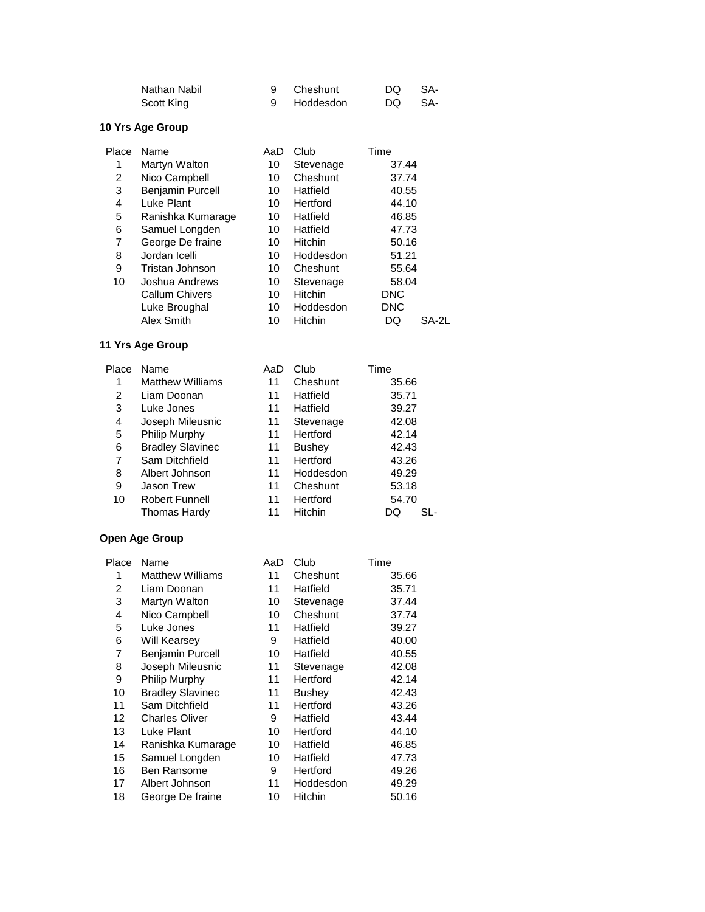| Place | Name | AaD | Club | Time | |
|---|---|---|---|---|---|
| | Nathan Nabil | 9 | Cheshunt | DQ | SA- |
| | Scott King | 9 | Hoddesdon | DQ | SA- |

**10 Yrs Age Group**

| Place | Name | AaD | Club | Time | |
|---|---|---|---|---|---|
| 1 | Martyn Walton | 10 | Stevenage | 37.44 | |
| 2 | Nico Campbell | 10 | Cheshunt | 37.74 | |
| 3 | Benjamin Purcell | 10 | Hatfield | 40.55 | |
| 4 | Luke Plant | 10 | Hertford | 44.10 | |
| 5 | Ranishka Kumarage | 10 | Hatfield | 46.85 | |
| 6 | Samuel Longden | 10 | Hatfield | 47.73 | |
| 7 | George De fraine | 10 | Hitchin | 50.16 | |
| 8 | Jordan Icelli | 10 | Hoddesdon | 51.21 | |
| 9 | Tristan Johnson | 10 | Cheshunt | 55.64 | |
| 10 | Joshua Andrews | 10 | Stevenage | 58.04 | |
| | Callum Chivers | 10 | Hitchin | DNC | |
| | Luke Broughal | 10 | Hoddesdon | DNC | |
| | Alex Smith | 10 | Hitchin | DQ | SA-2L |

**11 Yrs Age Group**

| Place | Name | AaD | Club | Time | |
|---|---|---|---|---|---|
| 1 | Matthew Williams | 11 | Cheshunt | 35.66 | |
| 2 | Liam Doonan | 11 | Hatfield | 35.71 | |
| 3 | Luke Jones | 11 | Hatfield | 39.27 | |
| 4 | Joseph Mileusnic | 11 | Stevenage | 42.08 | |
| 5 | Philip Murphy | 11 | Hertford | 42.14 | |
| 6 | Bradley Slavinec | 11 | Bushey | 42.43 | |
| 7 | Sam Ditchfield | 11 | Hertford | 43.26 | |
| 8 | Albert Johnson | 11 | Hoddesdon | 49.29 | |
| 9 | Jason Trew | 11 | Cheshunt | 53.18 | |
| 10 | Robert Funnell | 11 | Hertford | 54.70 | |
| | Thomas Hardy | 11 | Hitchin | DQ | SL- |

**Open Age Group**

| Place | Name | AaD | Club | Time |
|---|---|---|---|---|
| 1 | Matthew Williams | 11 | Cheshunt | 35.66 |
| 2 | Liam Doonan | 11 | Hatfield | 35.71 |
| 3 | Martyn Walton | 10 | Stevenage | 37.44 |
| 4 | Nico Campbell | 10 | Cheshunt | 37.74 |
| 5 | Luke Jones | 11 | Hatfield | 39.27 |
| 6 | Will Kearsey | 9 | Hatfield | 40.00 |
| 7 | Benjamin Purcell | 10 | Hatfield | 40.55 |
| 8 | Joseph Mileusnic | 11 | Stevenage | 42.08 |
| 9 | Philip Murphy | 11 | Hertford | 42.14 |
| 10 | Bradley Slavinec | 11 | Bushey | 42.43 |
| 11 | Sam Ditchfield | 11 | Hertford | 43.26 |
| 12 | Charles Oliver | 9 | Hatfield | 43.44 |
| 13 | Luke Plant | 10 | Hertford | 44.10 |
| 14 | Ranishka Kumarage | 10 | Hatfield | 46.85 |
| 15 | Samuel Longden | 10 | Hatfield | 47.73 |
| 16 | Ben Ransome | 9 | Hertford | 49.26 |
| 17 | Albert Johnson | 11 | Hoddesdon | 49.29 |
| 18 | George De fraine | 10 | Hitchin | 50.16 |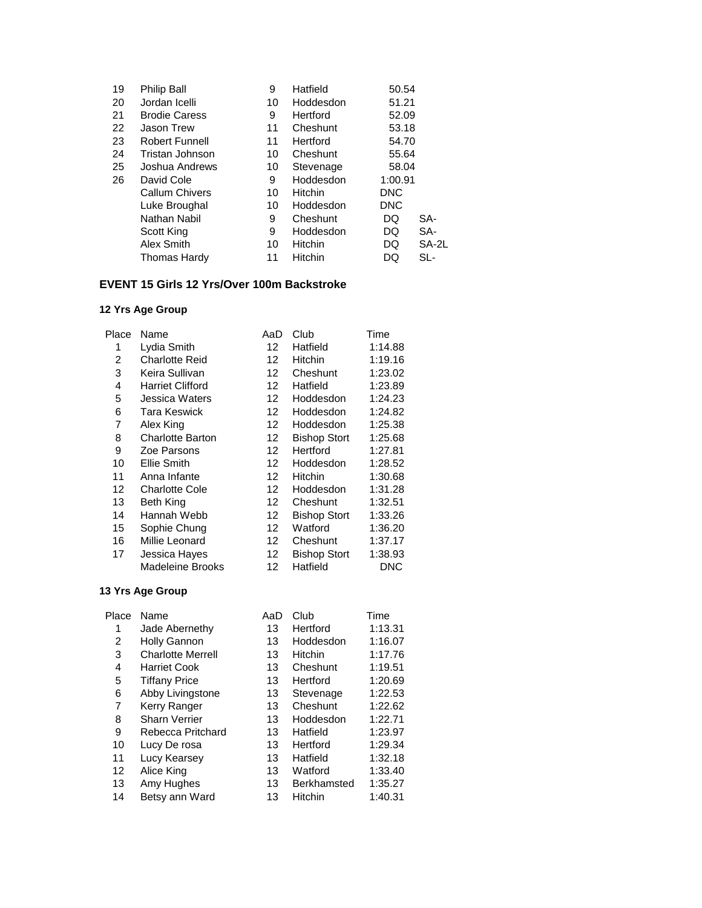| | | | | | |
|---|---|---|---|---|---|
| 19 | Philip Ball | 9 | Hatfield | 50.54 | |
| 20 | Jordan Icelli | 10 | Hoddesdon | 51.21 | |
| 21 | Brodie Caress | 9 | Hertford | 52.09 | |
| 22 | Jason Trew | 11 | Cheshunt | 53.18 | |
| 23 | Robert Funnell | 11 | Hertford | 54.70 | |
| 24 | Tristan Johnson | 10 | Cheshunt | 55.64 | |
| 25 | Joshua Andrews | 10 | Stevenage | 58.04 | |
| 26 | David Cole | 9 | Hoddesdon | 1:00.91 | |
| | Callum Chivers | 10 | Hitchin | DNC | |
| | Luke Broughal | 10 | Hoddesdon | DNC | |
| | Nathan Nabil | 9 | Cheshunt | DQ | SA- |
| | Scott King | 9 | Hoddesdon | DQ | SA- |
| | Alex Smith | 10 | Hitchin | DQ | SA-2L |
| | Thomas Hardy | 11 | Hitchin | DQ | SL- |

### EVENT 15 Girls 12 Yrs/Over 100m Backstroke

#### 12 Yrs Age Group

| Place | Name | AaD | Club | Time |
|---|---|---|---|---|
| 1 | Lydia Smith | 12 | Hatfield | 1:14.88 |
| 2 | Charlotte Reid | 12 | Hitchin | 1:19.16 |
| 3 | Keira Sullivan | 12 | Cheshunt | 1:23.02 |
| 4 | Harriet Clifford | 12 | Hatfield | 1:23.89 |
| 5 | Jessica Waters | 12 | Hoddesdon | 1:24.23 |
| 6 | Tara Keswick | 12 | Hoddesdon | 1:24.82 |
| 7 | Alex King | 12 | Hoddesdon | 1:25.38 |
| 8 | Charlotte Barton | 12 | Bishop Stort | 1:25.68 |
| 9 | Zoe Parsons | 12 | Hertford | 1:27.81 |
| 10 | Ellie Smith | 12 | Hoddesdon | 1:28.52 |
| 11 | Anna Infante | 12 | Hitchin | 1:30.68 |
| 12 | Charlotte Cole | 12 | Hoddesdon | 1:31.28 |
| 13 | Beth King | 12 | Cheshunt | 1:32.51 |
| 14 | Hannah Webb | 12 | Bishop Stort | 1:33.26 |
| 15 | Sophie Chung | 12 | Watford | 1:36.20 |
| 16 | Millie Leonard | 12 | Cheshunt | 1:37.17 |
| 17 | Jessica Hayes | 12 | Bishop Stort | 1:38.93 |
| | Madeleine Brooks | 12 | Hatfield | DNC |

#### 13 Yrs Age Group

| Place | Name | AaD | Club | Time |
|---|---|---|---|---|
| 1 | Jade Abernethy | 13 | Hertford | 1:13.31 |
| 2 | Holly Gannon | 13 | Hoddesdon | 1:16.07 |
| 3 | Charlotte Merrell | 13 | Hitchin | 1:17.76 |
| 4 | Harriet Cook | 13 | Cheshunt | 1:19.51 |
| 5 | Tiffany Price | 13 | Hertford | 1:20.69 |
| 6 | Abby Livingstone | 13 | Stevenage | 1:22.53 |
| 7 | Kerry Ranger | 13 | Cheshunt | 1:22.62 |
| 8 | Sharn Verrier | 13 | Hoddesdon | 1:22.71 |
| 9 | Rebecca Pritchard | 13 | Hatfield | 1:23.97 |
| 10 | Lucy De rosa | 13 | Hertford | 1:29.34 |
| 11 | Lucy Kearsey | 13 | Hatfield | 1:32.18 |
| 12 | Alice King | 13 | Watford | 1:33.40 |
| 13 | Amy Hughes | 13 | Berkhamsted | 1:35.27 |
| 14 | Betsy ann Ward | 13 | Hitchin | 1:40.31 |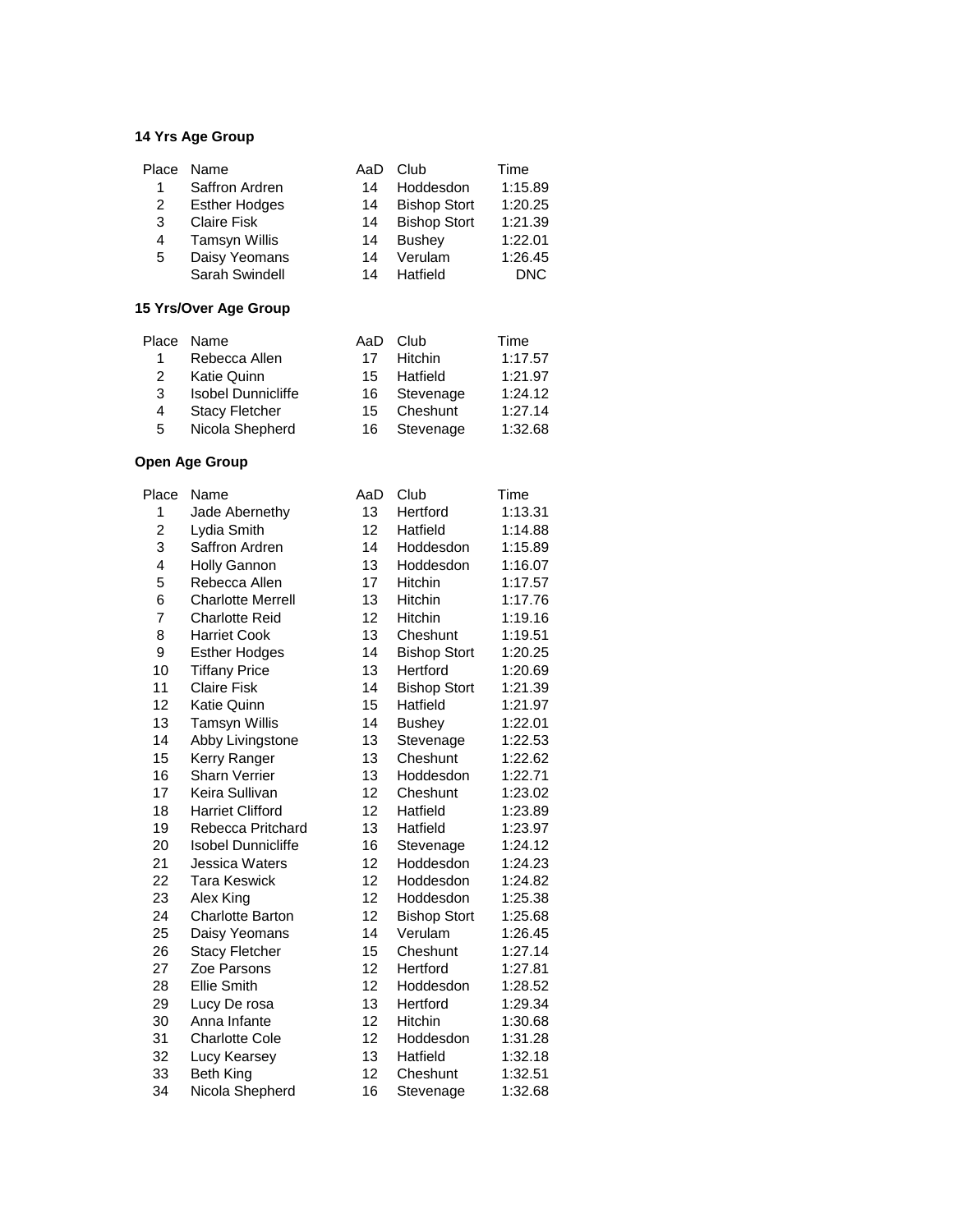**14 Yrs Age Group**

| Place | Name | AaD | Club | Time |
|---|---|---|---|---|
| 1 | Saffron Ardren | 14 | Hoddesdon | 1:15.89 |
| 2 | Esther Hodges | 14 | Bishop Stort | 1:20.25 |
| 3 | Claire Fisk | 14 | Bishop Stort | 1:21.39 |
| 4 | Tamsyn Willis | 14 | Bushey | 1:22.01 |
| 5 | Daisy Yeomans | 14 | Verulam | 1:26.45 |
| | Sarah Swindell | 14 | Hatfield | DNC |

**15 Yrs/Over Age Group**

| Place | Name | AaD | Club | Time |
|---|---|---|---|---|
| 1 | Rebecca Allen | 17 | Hitchin | 1:17.57 |
| 2 | Katie Quinn | 15 | Hatfield | 1:21.97 |
| 3 | Isobel Dunnicliffe | 16 | Stevenage | 1:24.12 |
| 4 | Stacy Fletcher | 15 | Cheshunt | 1:27.14 |
| 5 | Nicola Shepherd | 16 | Stevenage | 1:32.68 |

**Open Age Group**

| Place | Name | AaD | Club | Time |
|---|---|---|---|---|
| 1 | Jade Abernethy | 13 | Hertford | 1:13.31 |
| 2 | Lydia Smith | 12 | Hatfield | 1:14.88 |
| 3 | Saffron Ardren | 14 | Hoddesdon | 1:15.89 |
| 4 | Holly Gannon | 13 | Hoddesdon | 1:16.07 |
| 5 | Rebecca Allen | 17 | Hitchin | 1:17.57 |
| 6 | Charlotte Merrell | 13 | Hitchin | 1:17.76 |
| 7 | Charlotte Reid | 12 | Hitchin | 1:19.16 |
| 8 | Harriet Cook | 13 | Cheshunt | 1:19.51 |
| 9 | Esther Hodges | 14 | Bishop Stort | 1:20.25 |
| 10 | Tiffany Price | 13 | Hertford | 1:20.69 |
| 11 | Claire Fisk | 14 | Bishop Stort | 1:21.39 |
| 12 | Katie Quinn | 15 | Hatfield | 1:21.97 |
| 13 | Tamsyn Willis | 14 | Bushey | 1:22.01 |
| 14 | Abby Livingstone | 13 | Stevenage | 1:22.53 |
| 15 | Kerry Ranger | 13 | Cheshunt | 1:22.62 |
| 16 | Sharn Verrier | 13 | Hoddesdon | 1:22.71 |
| 17 | Keira Sullivan | 12 | Cheshunt | 1:23.02 |
| 18 | Harriet Clifford | 12 | Hatfield | 1:23.89 |
| 19 | Rebecca Pritchard | 13 | Hatfield | 1:23.97 |
| 20 | Isobel Dunnicliffe | 16 | Stevenage | 1:24.12 |
| 21 | Jessica Waters | 12 | Hoddesdon | 1:24.23 |
| 22 | Tara Keswick | 12 | Hoddesdon | 1:24.82 |
| 23 | Alex King | 12 | Hoddesdon | 1:25.38 |
| 24 | Charlotte Barton | 12 | Bishop Stort | 1:25.68 |
| 25 | Daisy Yeomans | 14 | Verulam | 1:26.45 |
| 26 | Stacy Fletcher | 15 | Cheshunt | 1:27.14 |
| 27 | Zoe Parsons | 12 | Hertford | 1:27.81 |
| 28 | Ellie Smith | 12 | Hoddesdon | 1:28.52 |
| 29 | Lucy De rosa | 13 | Hertford | 1:29.34 |
| 30 | Anna Infante | 12 | Hitchin | 1:30.68 |
| 31 | Charlotte Cole | 12 | Hoddesdon | 1:31.28 |
| 32 | Lucy Kearsey | 13 | Hatfield | 1:32.18 |
| 33 | Beth King | 12 | Cheshunt | 1:32.51 |
| 34 | Nicola Shepherd | 16 | Stevenage | 1:32.68 |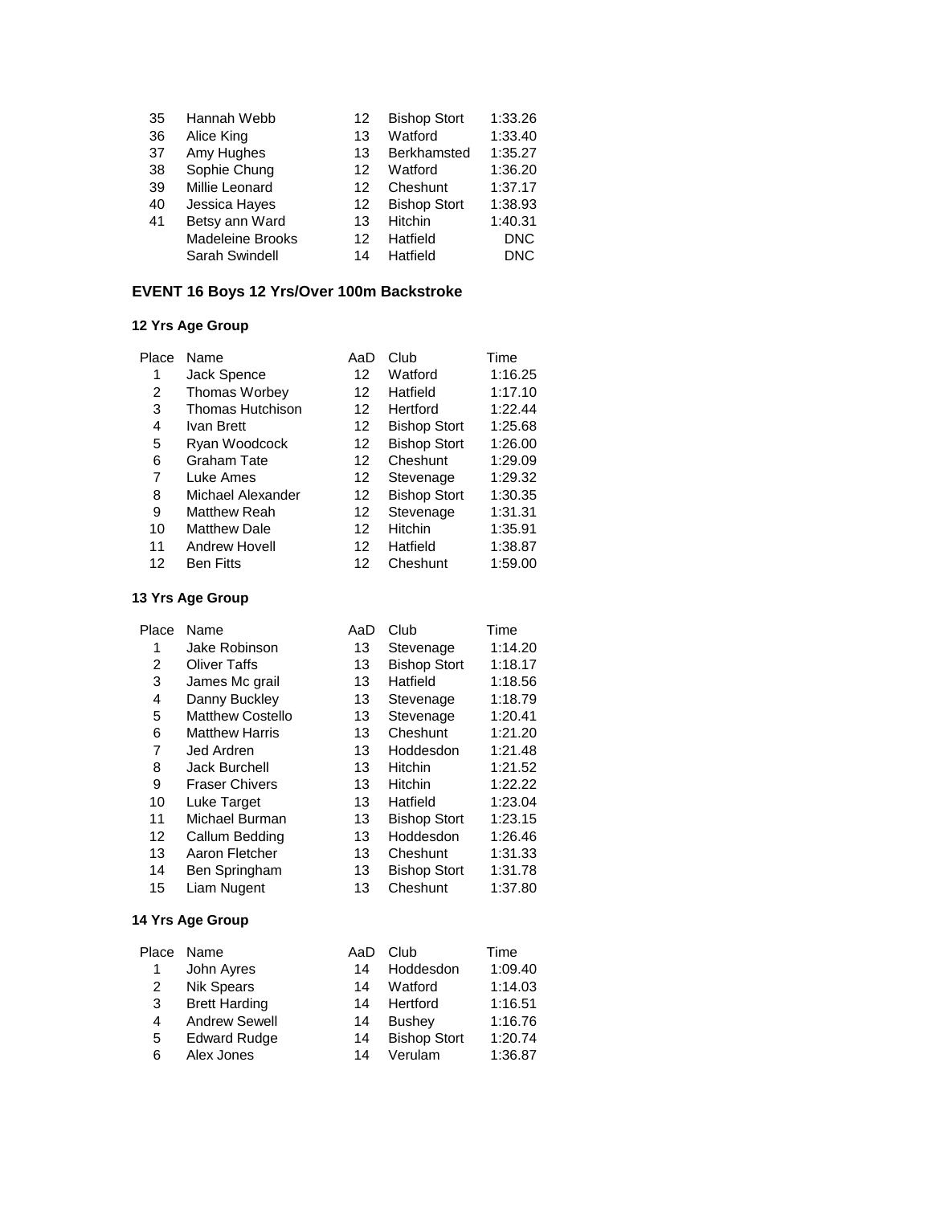| | | | | |
|---|---|---|---|---|
| 35 | Hannah Webb | 12 | Bishop Stort | 1:33.26 |
| 36 | Alice King | 13 | Watford | 1:33.40 |
| 37 | Amy Hughes | 13 | Berkhamsted | 1:35.27 |
| 38 | Sophie Chung | 12 | Watford | 1:36.20 |
| 39 | Millie Leonard | 12 | Cheshunt | 1:37.17 |
| 40 | Jessica Hayes | 12 | Bishop Stort | 1:38.93 |
| 41 | Betsy ann Ward | 13 | Hitchin | 1:40.31 |
| | Madeleine Brooks | 12 | Hatfield | DNC |
| | Sarah Swindell | 14 | Hatfield | DNC |

## EVENT 16 Boys 12 Yrs/Over 100m Backstroke

### 12 Yrs Age Group

| Place | Name | AaD | Club | Time |
|---|---|---|---|---|
| 1 | Jack Spence | 12 | Watford | 1:16.25 |
| 2 | Thomas Worbey | 12 | Hatfield | 1:17.10 |
| 3 | Thomas Hutchison | 12 | Hertford | 1:22.44 |
| 4 | Ivan Brett | 12 | Bishop Stort | 1:25.68 |
| 5 | Ryan Woodcock | 12 | Bishop Stort | 1:26.00 |
| 6 | Graham Tate | 12 | Cheshunt | 1:29.09 |
| 7 | Luke Ames | 12 | Stevenage | 1:29.32 |
| 8 | Michael Alexander | 12 | Bishop Stort | 1:30.35 |
| 9 | Matthew Reah | 12 | Stevenage | 1:31.31 |
| 10 | Matthew Dale | 12 | Hitchin | 1:35.91 |
| 11 | Andrew Hovell | 12 | Hatfield | 1:38.87 |
| 12 | Ben Fitts | 12 | Cheshunt | 1:59.00 |

### 13 Yrs Age Group

| Place | Name | AaD | Club | Time |
|---|---|---|---|---|
| 1 | Jake Robinson | 13 | Stevenage | 1:14.20 |
| 2 | Oliver Taffs | 13 | Bishop Stort | 1:18.17 |
| 3 | James Mc grail | 13 | Hatfield | 1:18.56 |
| 4 | Danny Buckley | 13 | Stevenage | 1:18.79 |
| 5 | Matthew Costello | 13 | Stevenage | 1:20.41 |
| 6 | Matthew Harris | 13 | Cheshunt | 1:21.20 |
| 7 | Jed Ardren | 13 | Hoddesdon | 1:21.48 |
| 8 | Jack Burchell | 13 | Hitchin | 1:21.52 |
| 9 | Fraser Chivers | 13 | Hitchin | 1:22.22 |
| 10 | Luke Target | 13 | Hatfield | 1:23.04 |
| 11 | Michael Burman | 13 | Bishop Stort | 1:23.15 |
| 12 | Callum Bedding | 13 | Hoddesdon | 1:26.46 |
| 13 | Aaron Fletcher | 13 | Cheshunt | 1:31.33 |
| 14 | Ben Springham | 13 | Bishop Stort | 1:31.78 |
| 15 | Liam Nugent | 13 | Cheshunt | 1:37.80 |

### 14 Yrs Age Group

| Place | Name | AaD | Club | Time |
|---|---|---|---|---|
| 1 | John Ayres | 14 | Hoddesdon | 1:09.40 |
| 2 | Nik Spears | 14 | Watford | 1:14.03 |
| 3 | Brett Harding | 14 | Hertford | 1:16.51 |
| 4 | Andrew Sewell | 14 | Bushey | 1:16.76 |
| 5 | Edward Rudge | 14 | Bishop Stort | 1:20.74 |
| 6 | Alex Jones | 14 | Verulam | 1:36.87 |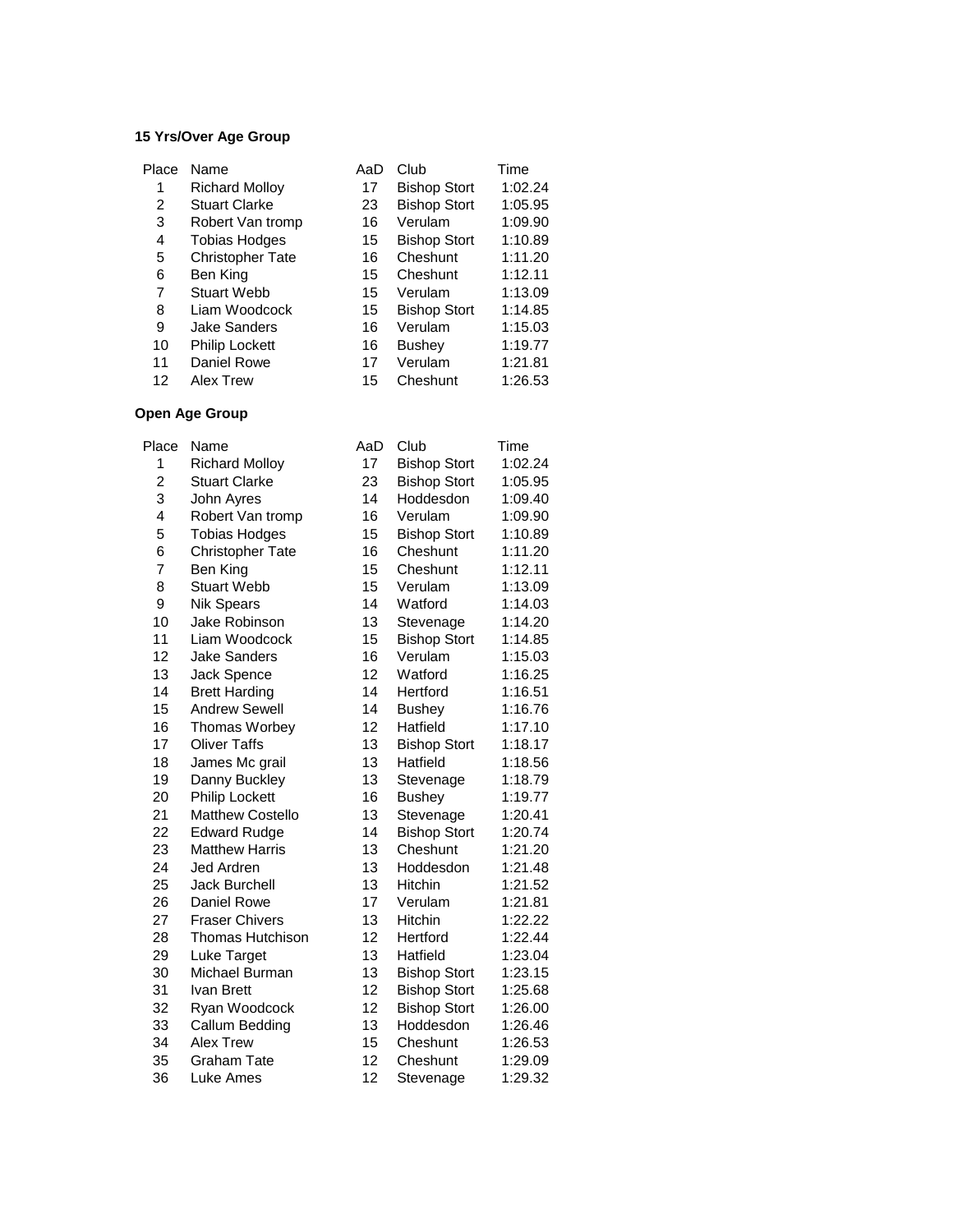**15 Yrs/Over Age Group**

| Place | Name | AaD | Club | Time |
|---|---|---|---|---|
| 1 | Richard Molloy | 17 | Bishop Stort | 1:02.24 |
| 2 | Stuart Clarke | 23 | Bishop Stort | 1:05.95 |
| 3 | Robert Van tromp | 16 | Verulam | 1:09.90 |
| 4 | Tobias Hodges | 15 | Bishop Stort | 1:10.89 |
| 5 | Christopher Tate | 16 | Cheshunt | 1:11.20 |
| 6 | Ben King | 15 | Cheshunt | 1:12.11 |
| 7 | Stuart Webb | 15 | Verulam | 1:13.09 |
| 8 | Liam Woodcock | 15 | Bishop Stort | 1:14.85 |
| 9 | Jake Sanders | 16 | Verulam | 1:15.03 |
| 10 | Philip Lockett | 16 | Bushey | 1:19.77 |
| 11 | Daniel Rowe | 17 | Verulam | 1:21.81 |
| 12 | Alex Trew | 15 | Cheshunt | 1:26.53 |

**Open Age Group**

| Place | Name | AaD | Club | Time |
|---|---|---|---|---|
| 1 | Richard Molloy | 17 | Bishop Stort | 1:02.24 |
| 2 | Stuart Clarke | 23 | Bishop Stort | 1:05.95 |
| 3 | John Ayres | 14 | Hoddesdon | 1:09.40 |
| 4 | Robert Van tromp | 16 | Verulam | 1:09.90 |
| 5 | Tobias Hodges | 15 | Bishop Stort | 1:10.89 |
| 6 | Christopher Tate | 16 | Cheshunt | 1:11.20 |
| 7 | Ben King | 15 | Cheshunt | 1:12.11 |
| 8 | Stuart Webb | 15 | Verulam | 1:13.09 |
| 9 | Nik Spears | 14 | Watford | 1:14.03 |
| 10 | Jake Robinson | 13 | Stevenage | 1:14.20 |
| 11 | Liam Woodcock | 15 | Bishop Stort | 1:14.85 |
| 12 | Jake Sanders | 16 | Verulam | 1:15.03 |
| 13 | Jack Spence | 12 | Watford | 1:16.25 |
| 14 | Brett Harding | 14 | Hertford | 1:16.51 |
| 15 | Andrew Sewell | 14 | Bushey | 1:16.76 |
| 16 | Thomas Worbey | 12 | Hatfield | 1:17.10 |
| 17 | Oliver Taffs | 13 | Bishop Stort | 1:18.17 |
| 18 | James Mc grail | 13 | Hatfield | 1:18.56 |
| 19 | Danny Buckley | 13 | Stevenage | 1:18.79 |
| 20 | Philip Lockett | 16 | Bushey | 1:19.77 |
| 21 | Matthew Costello | 13 | Stevenage | 1:20.41 |
| 22 | Edward Rudge | 14 | Bishop Stort | 1:20.74 |
| 23 | Matthew Harris | 13 | Cheshunt | 1:21.20 |
| 24 | Jed Ardren | 13 | Hoddesdon | 1:21.48 |
| 25 | Jack Burchell | 13 | Hitchin | 1:21.52 |
| 26 | Daniel Rowe | 17 | Verulam | 1:21.81 |
| 27 | Fraser Chivers | 13 | Hitchin | 1:22.22 |
| 28 | Thomas Hutchison | 12 | Hertford | 1:22.44 |
| 29 | Luke Target | 13 | Hatfield | 1:23.04 |
| 30 | Michael Burman | 13 | Bishop Stort | 1:23.15 |
| 31 | Ivan Brett | 12 | Bishop Stort | 1:25.68 |
| 32 | Ryan Woodcock | 12 | Bishop Stort | 1:26.00 |
| 33 | Callum Bedding | 13 | Hoddesdon | 1:26.46 |
| 34 | Alex Trew | 15 | Cheshunt | 1:26.53 |
| 35 | Graham Tate | 12 | Cheshunt | 1:29.09 |
| 36 | Luke Ames | 12 | Stevenage | 1:29.32 |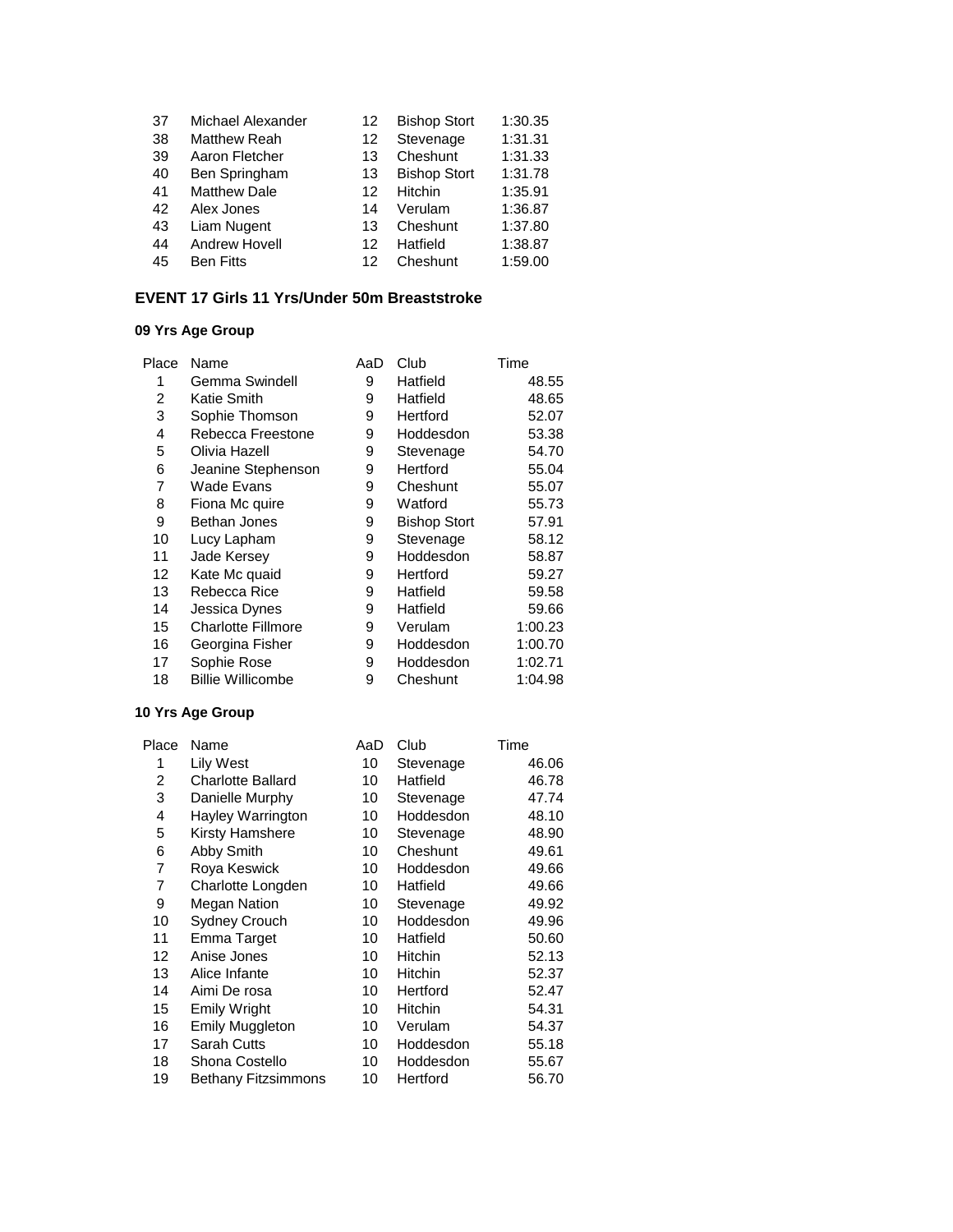| | | | | |
|---|---|---|---|---|
| 37 | Michael Alexander | 12 | Bishop Stort | 1:30.35 |
| 38 | Matthew Reah | 12 | Stevenage | 1:31.31 |
| 39 | Aaron Fletcher | 13 | Cheshunt | 1:31.33 |
| 40 | Ben Springham | 13 | Bishop Stort | 1:31.78 |
| 41 | Matthew Dale | 12 | Hitchin | 1:35.91 |
| 42 | Alex Jones | 14 | Verulam | 1:36.87 |
| 43 | Liam Nugent | 13 | Cheshunt | 1:37.80 |
| 44 | Andrew Hovell | 12 | Hatfield | 1:38.87 |
| 45 | Ben Fitts | 12 | Cheshunt | 1:59.00 |

### EVENT 17 Girls 11 Yrs/Under 50m Breaststroke

#### 09 Yrs Age Group

| Place | Name | AaD | Club | Time |
|---|---|---|---|---|
| 1 | Gemma Swindell | 9 | Hatfield | 48.55 |
| 2 | Katie Smith | 9 | Hatfield | 48.65 |
| 3 | Sophie Thomson | 9 | Hertford | 52.07 |
| 4 | Rebecca Freestone | 9 | Hoddesdon | 53.38 |
| 5 | Olivia Hazell | 9 | Stevenage | 54.70 |
| 6 | Jeanine Stephenson | 9 | Hertford | 55.04 |
| 7 | Wade Evans | 9 | Cheshunt | 55.07 |
| 8 | Fiona Mc quire | 9 | Watford | 55.73 |
| 9 | Bethan Jones | 9 | Bishop Stort | 57.91 |
| 10 | Lucy Lapham | 9 | Stevenage | 58.12 |
| 11 | Jade Kersey | 9 | Hoddesdon | 58.87 |
| 12 | Kate Mc quaid | 9 | Hertford | 59.27 |
| 13 | Rebecca Rice | 9 | Hatfield | 59.58 |
| 14 | Jessica Dynes | 9 | Hatfield | 59.66 |
| 15 | Charlotte Fillmore | 9 | Verulam | 1:00.23 |
| 16 | Georgina Fisher | 9 | Hoddesdon | 1:00.70 |
| 17 | Sophie Rose | 9 | Hoddesdon | 1:02.71 |
| 18 | Billie Willicombe | 9 | Cheshunt | 1:04.98 |

#### 10 Yrs Age Group

| Place | Name | AaD | Club | Time |
|---|---|---|---|---|
| 1 | Lily West | 10 | Stevenage | 46.06 |
| 2 | Charlotte Ballard | 10 | Hatfield | 46.78 |
| 3 | Danielle Murphy | 10 | Stevenage | 47.74 |
| 4 | Hayley Warrington | 10 | Hoddesdon | 48.10 |
| 5 | Kirsty Hamshere | 10 | Stevenage | 48.90 |
| 6 | Abby Smith | 10 | Cheshunt | 49.61 |
| 7 | Roya Keswick | 10 | Hoddesdon | 49.66 |
| 7 | Charlotte Longden | 10 | Hatfield | 49.66 |
| 9 | Megan Nation | 10 | Stevenage | 49.92 |
| 10 | Sydney Crouch | 10 | Hoddesdon | 49.96 |
| 11 | Emma Target | 10 | Hatfield | 50.60 |
| 12 | Anise Jones | 10 | Hitchin | 52.13 |
| 13 | Alice Infante | 10 | Hitchin | 52.37 |
| 14 | Aimi De rosa | 10 | Hertford | 52.47 |
| 15 | Emily Wright | 10 | Hitchin | 54.31 |
| 16 | Emily Muggleton | 10 | Verulam | 54.37 |
| 17 | Sarah Cutts | 10 | Hoddesdon | 55.18 |
| 18 | Shona Costello | 10 | Hoddesdon | 55.67 |
| 19 | Bethany Fitzsimmons | 10 | Hertford | 56.70 |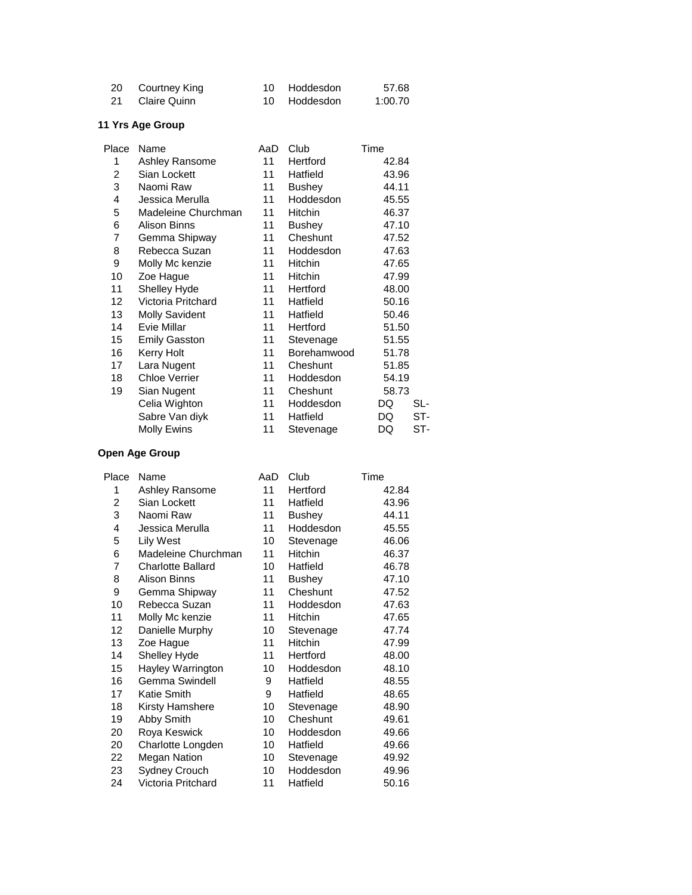| | | | | |
|---|---|---|---|---|
| 20 | Courtney King | 10 | Hoddesdon | 57.68 |
| 21 | Claire Quinn | 10 | Hoddesdon | 1:00.70 |

**11 Yrs Age Group**

| Place | Name | AaD | Club | Time | |
|---|---|---|---|---|---|
| 1 | Ashley Ransome | 11 | Hertford | 42.84 | |
| 2 | Sian Lockett | 11 | Hatfield | 43.96 | |
| 3 | Naomi Raw | 11 | Bushey | 44.11 | |
| 4 | Jessica Merulla | 11 | Hoddesdon | 45.55 | |
| 5 | Madeleine Churchman | 11 | Hitchin | 46.37 | |
| 6 | Alison Binns | 11 | Bushey | 47.10 | |
| 7 | Gemma Shipway | 11 | Cheshunt | 47.52 | |
| 8 | Rebecca Suzan | 11 | Hoddesdon | 47.63 | |
| 9 | Molly Mc kenzie | 11 | Hitchin | 47.65 | |
| 10 | Zoe Hague | 11 | Hitchin | 47.99 | |
| 11 | Shelley Hyde | 11 | Hertford | 48.00 | |
| 12 | Victoria Pritchard | 11 | Hatfield | 50.16 | |
| 13 | Molly Savident | 11 | Hatfield | 50.46 | |
| 14 | Evie Millar | 11 | Hertford | 51.50 | |
| 15 | Emily Gasston | 11 | Stevenage | 51.55 | |
| 16 | Kerry Holt | 11 | Borehamwood | 51.78 | |
| 17 | Lara Nugent | 11 | Cheshunt | 51.85 | |
| 18 | Chloe Verrier | 11 | Hoddesdon | 54.19 | |
| 19 | Sian Nugent | 11 | Cheshunt | 58.73 | |
| | Celia Wighton | 11 | Hoddesdon | DQ | SL- |
| | Sabre Van diyk | 11 | Hatfield | DQ | ST- |
| | Molly Ewins | 11 | Stevenage | DQ | ST- |

**Open Age Group**

| Place | Name | AaD | Club | Time |
|---|---|---|---|---|
| 1 | Ashley Ransome | 11 | Hertford | 42.84 |
| 2 | Sian Lockett | 11 | Hatfield | 43.96 |
| 3 | Naomi Raw | 11 | Bushey | 44.11 |
| 4 | Jessica Merulla | 11 | Hoddesdon | 45.55 |
| 5 | Lily West | 10 | Stevenage | 46.06 |
| 6 | Madeleine Churchman | 11 | Hitchin | 46.37 |
| 7 | Charlotte Ballard | 10 | Hatfield | 46.78 |
| 8 | Alison Binns | 11 | Bushey | 47.10 |
| 9 | Gemma Shipway | 11 | Cheshunt | 47.52 |
| 10 | Rebecca Suzan | 11 | Hoddesdon | 47.63 |
| 11 | Molly Mc kenzie | 11 | Hitchin | 47.65 |
| 12 | Danielle Murphy | 10 | Stevenage | 47.74 |
| 13 | Zoe Hague | 11 | Hitchin | 47.99 |
| 14 | Shelley Hyde | 11 | Hertford | 48.00 |
| 15 | Hayley Warrington | 10 | Hoddesdon | 48.10 |
| 16 | Gemma Swindell | 9 | Hatfield | 48.55 |
| 17 | Katie Smith | 9 | Hatfield | 48.65 |
| 18 | Kirsty Hamshere | 10 | Stevenage | 48.90 |
| 19 | Abby Smith | 10 | Cheshunt | 49.61 |
| 20 | Roya Keswick | 10 | Hoddesdon | 49.66 |
| 20 | Charlotte Longden | 10 | Hatfield | 49.66 |
| 22 | Megan Nation | 10 | Stevenage | 49.92 |
| 23 | Sydney Crouch | 10 | Hoddesdon | 49.96 |
| 24 | Victoria Pritchard | 11 | Hatfield | 50.16 |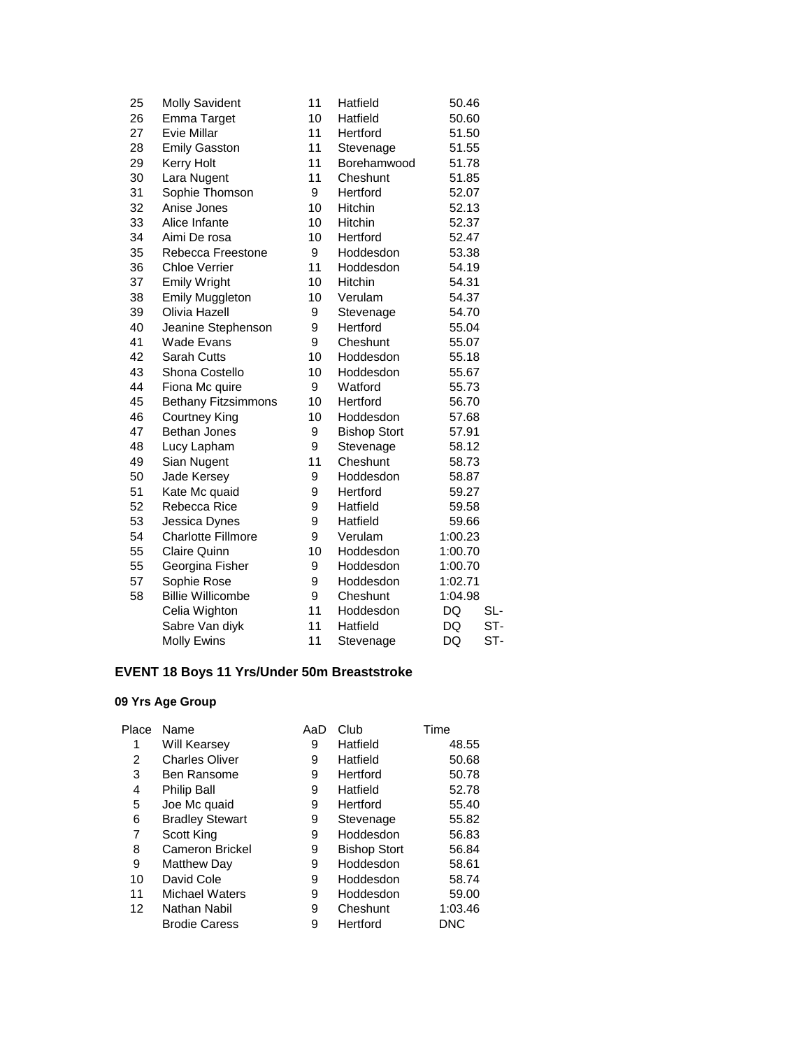| | | | | | |
|---|---|---|---|---|---|
| 25 | Molly Savident | 11 | Hatfield | 50.46 | |
| 26 | Emma Target | 10 | Hatfield | 50.60 | |
| 27 | Evie Millar | 11 | Hertford | 51.50 | |
| 28 | Emily Gasston | 11 | Stevenage | 51.55 | |
| 29 | Kerry Holt | 11 | Borehamwood | 51.78 | |
| 30 | Lara Nugent | 11 | Cheshunt | 51.85 | |
| 31 | Sophie Thomson | 9 | Hertford | 52.07 | |
| 32 | Anise Jones | 10 | Hitchin | 52.13 | |
| 33 | Alice Infante | 10 | Hitchin | 52.37 | |
| 34 | Aimi De rosa | 10 | Hertford | 52.47 | |
| 35 | Rebecca Freestone | 9 | Hoddesdon | 53.38 | |
| 36 | Chloe Verrier | 11 | Hoddesdon | 54.19 | |
| 37 | Emily Wright | 10 | Hitchin | 54.31 | |
| 38 | Emily Muggleton | 10 | Verulam | 54.37 | |
| 39 | Olivia Hazell | 9 | Stevenage | 54.70 | |
| 40 | Jeanine Stephenson | 9 | Hertford | 55.04 | |
| 41 | Wade Evans | 9 | Cheshunt | 55.07 | |
| 42 | Sarah Cutts | 10 | Hoddesdon | 55.18 | |
| 43 | Shona Costello | 10 | Hoddesdon | 55.67 | |
| 44 | Fiona Mc quire | 9 | Watford | 55.73 | |
| 45 | Bethany Fitzsimmons | 10 | Hertford | 56.70 | |
| 46 | Courtney King | 10 | Hoddesdon | 57.68 | |
| 47 | Bethan Jones | 9 | Bishop Stort | 57.91 | |
| 48 | Lucy Lapham | 9 | Stevenage | 58.12 | |
| 49 | Sian Nugent | 11 | Cheshunt | 58.73 | |
| 50 | Jade Kersey | 9 | Hoddesdon | 58.87 | |
| 51 | Kate Mc quaid | 9 | Hertford | 59.27 | |
| 52 | Rebecca Rice | 9 | Hatfield | 59.58 | |
| 53 | Jessica Dynes | 9 | Hatfield | 59.66 | |
| 54 | Charlotte Fillmore | 9 | Verulam | 1:00.23 | |
| 55 | Claire Quinn | 10 | Hoddesdon | 1:00.70 | |
| 55 | Georgina Fisher | 9 | Hoddesdon | 1:00.70 | |
| 57 | Sophie Rose | 9 | Hoddesdon | 1:02.71 | |
| 58 | Billie Willicombe | 9 | Cheshunt | 1:04.98 | |
| | Celia Wighton | 11 | Hoddesdon | DQ | SL- |
| | Sabre Van diyk | 11 | Hatfield | DQ | ST- |
| | Molly Ewins | 11 | Stevenage | DQ | ST- |

## EVENT 18 Boys 11 Yrs/Under 50m Breaststroke

### 09 Yrs Age Group

| Place | Name | AaD | Club | Time |
|---|---|---|---|---|
| 1 | Will Kearsey | 9 | Hatfield | 48.55 |
| 2 | Charles Oliver | 9 | Hatfield | 50.68 |
| 3 | Ben Ransome | 9 | Hertford | 50.78 |
| 4 | Philip Ball | 9 | Hatfield | 52.78 |
| 5 | Joe Mc quaid | 9 | Hertford | 55.40 |
| 6 | Bradley Stewart | 9 | Stevenage | 55.82 |
| 7 | Scott King | 9 | Hoddesdon | 56.83 |
| 8 | Cameron Brickel | 9 | Bishop Stort | 56.84 |
| 9 | Matthew Day | 9 | Hoddesdon | 58.61 |
| 10 | David Cole | 9 | Hoddesdon | 58.74 |
| 11 | Michael Waters | 9 | Hoddesdon | 59.00 |
| 12 | Nathan Nabil | 9 | Cheshunt | 1:03.46 |
| | Brodie Caress | 9 | Hertford | DNC |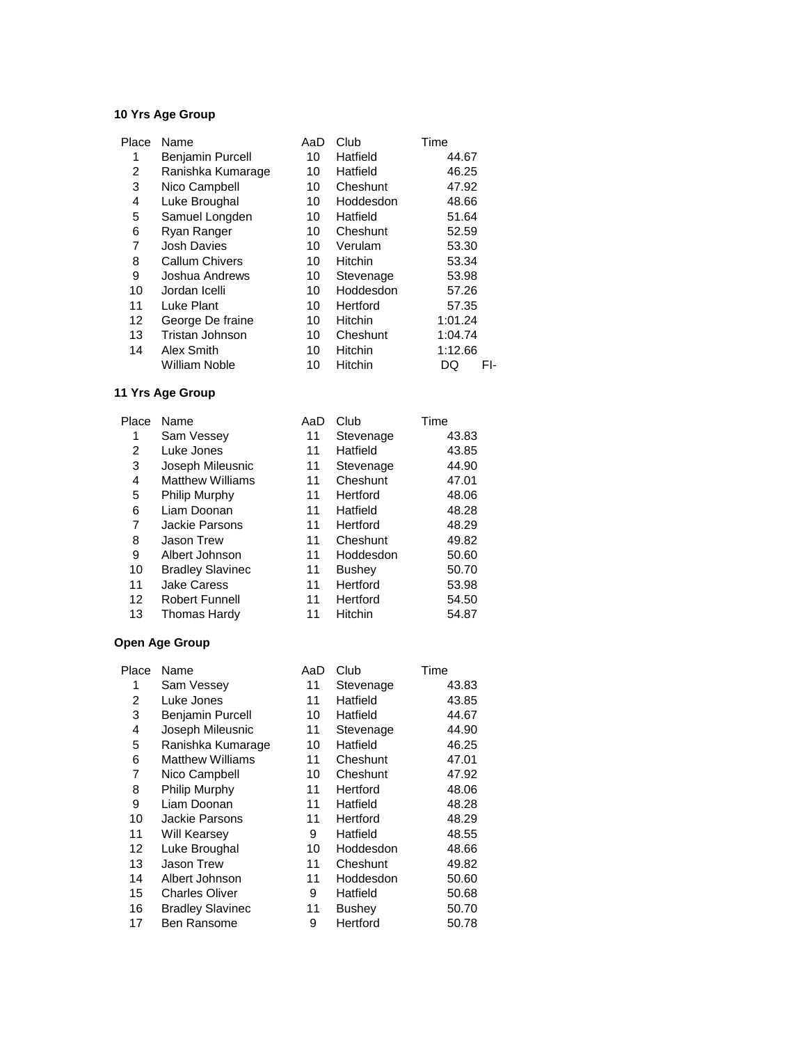### 10 Yrs Age Group

| Place | Name | AaD | Club | Time | |
|---|---|---|---|---|---|
| 1 | Benjamin Purcell | 10 | Hatfield | 44.67 | |
| 2 | Ranishka Kumarage | 10 | Hatfield | 46.25 | |
| 3 | Nico Campbell | 10 | Cheshunt | 47.92 | |
| 4 | Luke Broughal | 10 | Hoddesdon | 48.66 | |
| 5 | Samuel Longden | 10 | Hatfield | 51.64 | |
| 6 | Ryan Ranger | 10 | Cheshunt | 52.59 | |
| 7 | Josh Davies | 10 | Verulam | 53.30 | |
| 8 | Callum Chivers | 10 | Hitchin | 53.34 | |
| 9 | Joshua Andrews | 10 | Stevenage | 53.98 | |
| 10 | Jordan Icelli | 10 | Hoddesdon | 57.26 | |
| 11 | Luke Plant | 10 | Hertford | 57.35 | |
| 12 | George De fraine | 10 | Hitchin | 1:01.24 | |
| 13 | Tristan Johnson | 10 | Cheshunt | 1:04.74 | |
| 14 | Alex Smith | 10 | Hitchin | 1:12.66 | |
| | William Noble | 10 | Hitchin | DQ | FI- |

### 11 Yrs Age Group

| Place | Name | AaD | Club | Time |
|---|---|---|---|---|
| 1 | Sam Vessey | 11 | Stevenage | 43.83 |
| 2 | Luke Jones | 11 | Hatfield | 43.85 |
| 3 | Joseph Mileusnic | 11 | Stevenage | 44.90 |
| 4 | Matthew Williams | 11 | Cheshunt | 47.01 |
| 5 | Philip Murphy | 11 | Hertford | 48.06 |
| 6 | Liam Doonan | 11 | Hatfield | 48.28 |
| 7 | Jackie Parsons | 11 | Hertford | 48.29 |
| 8 | Jason Trew | 11 | Cheshunt | 49.82 |
| 9 | Albert Johnson | 11 | Hoddesdon | 50.60 |
| 10 | Bradley Slavinec | 11 | Bushey | 50.70 |
| 11 | Jake Caress | 11 | Hertford | 53.98 |
| 12 | Robert Funnell | 11 | Hertford | 54.50 |
| 13 | Thomas Hardy | 11 | Hitchin | 54.87 |

### Open Age Group

| Place | Name | AaD | Club | Time |
|---|---|---|---|---|
| 1 | Sam Vessey | 11 | Stevenage | 43.83 |
| 2 | Luke Jones | 11 | Hatfield | 43.85 |
| 3 | Benjamin Purcell | 10 | Hatfield | 44.67 |
| 4 | Joseph Mileusnic | 11 | Stevenage | 44.90 |
| 5 | Ranishka Kumarage | 10 | Hatfield | 46.25 |
| 6 | Matthew Williams | 11 | Cheshunt | 47.01 |
| 7 | Nico Campbell | 10 | Cheshunt | 47.92 |
| 8 | Philip Murphy | 11 | Hertford | 48.06 |
| 9 | Liam Doonan | 11 | Hatfield | 48.28 |
| 10 | Jackie Parsons | 11 | Hertford | 48.29 |
| 11 | Will Kearsey | 9 | Hatfield | 48.55 |
| 12 | Luke Broughal | 10 | Hoddesdon | 48.66 |
| 13 | Jason Trew | 11 | Cheshunt | 49.82 |
| 14 | Albert Johnson | 11 | Hoddesdon | 50.60 |
| 15 | Charles Oliver | 9 | Hatfield | 50.68 |
| 16 | Bradley Slavinec | 11 | Bushey | 50.70 |
| 17 | Ben Ransome | 9 | Hertford | 50.78 |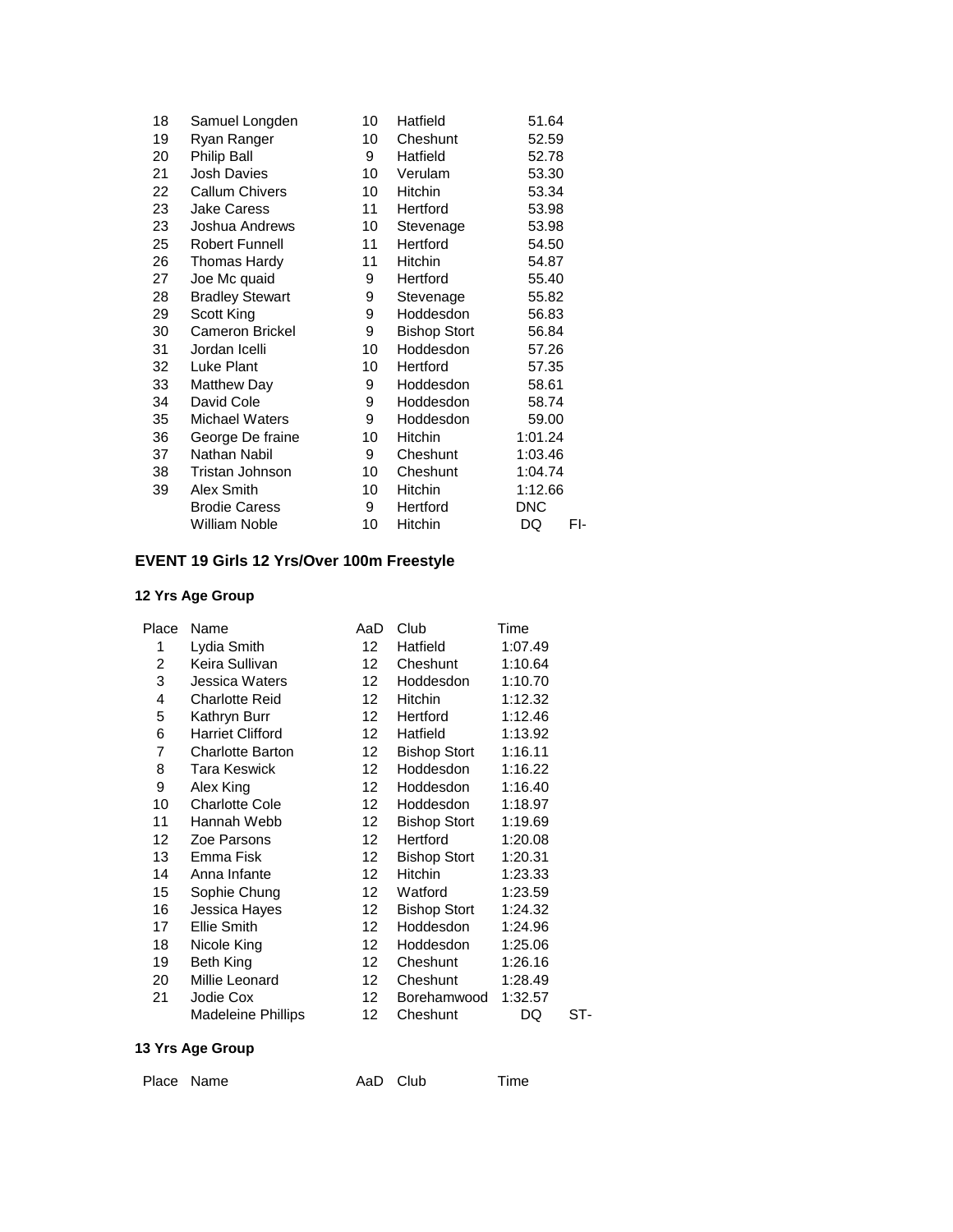| Place | Name | AaD | Club | Time | |
|---|---|---|---|---|---|
| 18 | Samuel Longden | 10 | Hatfield | 51.64 | |
| 19 | Ryan Ranger | 10 | Cheshunt | 52.59 | |
| 20 | Philip Ball | 9 | Hatfield | 52.78 | |
| 21 | Josh Davies | 10 | Verulam | 53.30 | |
| 22 | Callum Chivers | 10 | Hitchin | 53.34 | |
| 23 | Jake Caress | 11 | Hertford | 53.98 | |
| 23 | Joshua Andrews | 10 | Stevenage | 53.98 | |
| 25 | Robert Funnell | 11 | Hertford | 54.50 | |
| 26 | Thomas Hardy | 11 | Hitchin | 54.87 | |
| 27 | Joe Mc quaid | 9 | Hertford | 55.40 | |
| 28 | Bradley Stewart | 9 | Stevenage | 55.82 | |
| 29 | Scott King | 9 | Hoddesdon | 56.83 | |
| 30 | Cameron Brickel | 9 | Bishop Stort | 56.84 | |
| 31 | Jordan Icelli | 10 | Hoddesdon | 57.26 | |
| 32 | Luke Plant | 10 | Hertford | 57.35 | |
| 33 | Matthew Day | 9 | Hoddesdon | 58.61 | |
| 34 | David Cole | 9 | Hoddesdon | 58.74 | |
| 35 | Michael Waters | 9 | Hoddesdon | 59.00 | |
| 36 | George De fraine | 10 | Hitchin | 1:01.24 | |
| 37 | Nathan Nabil | 9 | Cheshunt | 1:03.46 | |
| 38 | Tristan Johnson | 10 | Cheshunt | 1:04.74 | |
| 39 | Alex Smith | 10 | Hitchin | 1:12.66 | |
| | Brodie Caress | 9 | Hertford | DNC | |
| | William Noble | 10 | Hitchin | DQ | FI- |

### EVENT 19 Girls 12 Yrs/Over 100m Freestyle

#### 12 Yrs Age Group

| Place | Name | AaD | Club | Time | |
|---|---|---|---|---|---|
| 1 | Lydia Smith | 12 | Hatfield | 1:07.49 | |
| 2 | Keira Sullivan | 12 | Cheshunt | 1:10.64 | |
| 3 | Jessica Waters | 12 | Hoddesdon | 1:10.70 | |
| 4 | Charlotte Reid | 12 | Hitchin | 1:12.32 | |
| 5 | Kathryn Burr | 12 | Hertford | 1:12.46 | |
| 6 | Harriet Clifford | 12 | Hatfield | 1:13.92 | |
| 7 | Charlotte Barton | 12 | Bishop Stort | 1:16.11 | |
| 8 | Tara Keswick | 12 | Hoddesdon | 1:16.22 | |
| 9 | Alex King | 12 | Hoddesdon | 1:16.40 | |
| 10 | Charlotte Cole | 12 | Hoddesdon | 1:18.97 | |
| 11 | Hannah Webb | 12 | Bishop Stort | 1:19.69 | |
| 12 | Zoe Parsons | 12 | Hertford | 1:20.08 | |
| 13 | Emma Fisk | 12 | Bishop Stort | 1:20.31 | |
| 14 | Anna Infante | 12 | Hitchin | 1:23.33 | |
| 15 | Sophie Chung | 12 | Watford | 1:23.59 | |
| 16 | Jessica Hayes | 12 | Bishop Stort | 1:24.32 | |
| 17 | Ellie Smith | 12 | Hoddesdon | 1:24.96 | |
| 18 | Nicole King | 12 | Hoddesdon | 1:25.06 | |
| 19 | Beth King | 12 | Cheshunt | 1:26.16 | |
| 20 | Millie Leonard | 12 | Cheshunt | 1:28.49 | |
| 21 | Jodie Cox | 12 | Borehamwood | 1:32.57 | |
| | Madeleine Phillips | 12 | Cheshunt | DQ | ST- |

#### 13 Yrs Age Group

| Place | Name | AaD | Club | Time |
|---|---|---|---|---|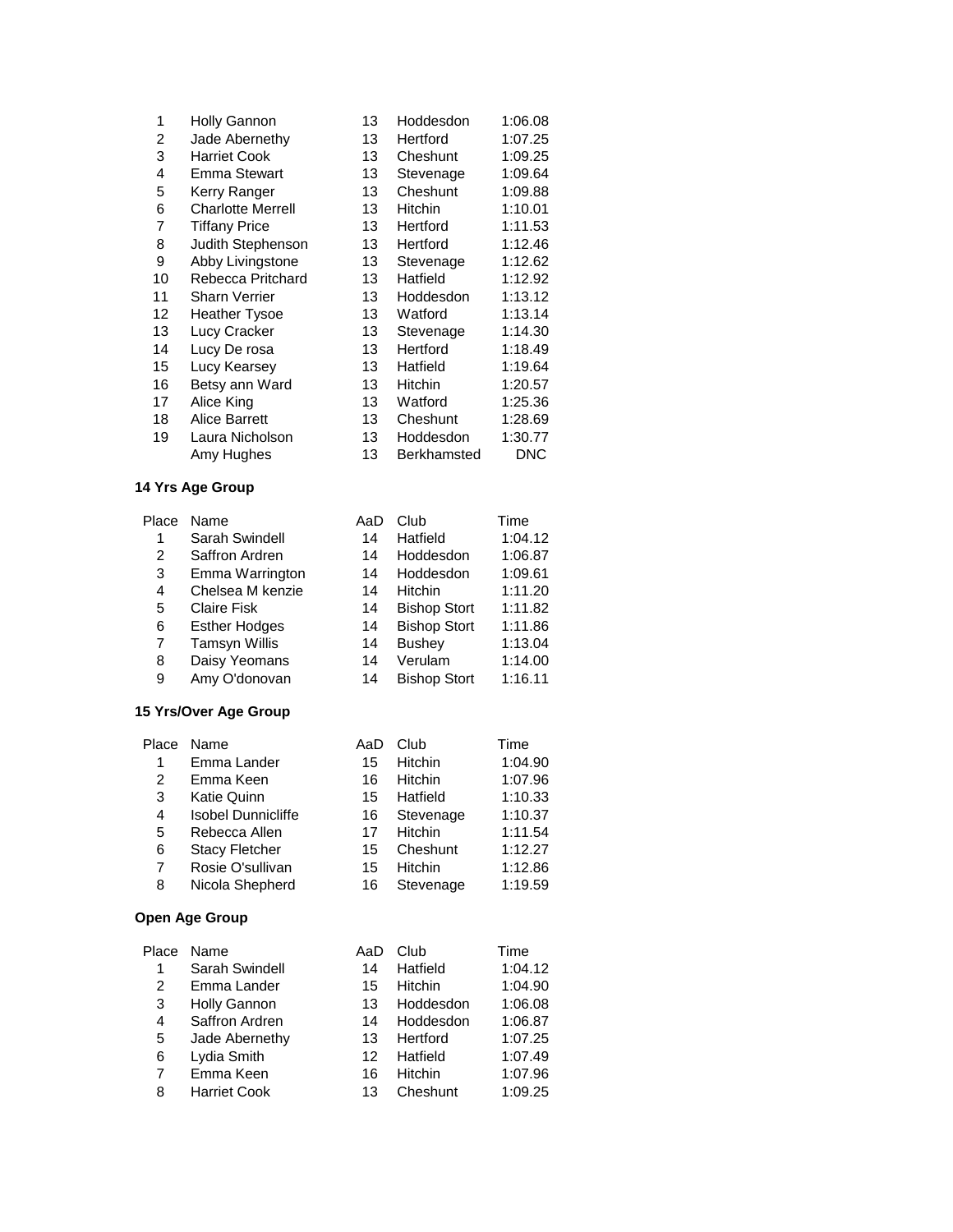| | | | | |
|---|---|---|---|---|
| 1 | Holly Gannon | 13 | Hoddesdon | 1:06.08 |
| 2 | Jade Abernethy | 13 | Hertford | 1:07.25 |
| 3 | Harriet Cook | 13 | Cheshunt | 1:09.25 |
| 4 | Emma Stewart | 13 | Stevenage | 1:09.64 |
| 5 | Kerry Ranger | 13 | Cheshunt | 1:09.88 |
| 6 | Charlotte Merrell | 13 | Hitchin | 1:10.01 |
| 7 | Tiffany Price | 13 | Hertford | 1:11.53 |
| 8 | Judith Stephenson | 13 | Hertford | 1:12.46 |
| 9 | Abby Livingstone | 13 | Stevenage | 1:12.62 |
| 10 | Rebecca Pritchard | 13 | Hatfield | 1:12.92 |
| 11 | Sharn Verrier | 13 | Hoddesdon | 1:13.12 |
| 12 | Heather Tysoe | 13 | Watford | 1:13.14 |
| 13 | Lucy Cracker | 13 | Stevenage | 1:14.30 |
| 14 | Lucy De rosa | 13 | Hertford | 1:18.49 |
| 15 | Lucy Kearsey | 13 | Hatfield | 1:19.64 |
| 16 | Betsy ann Ward | 13 | Hitchin | 1:20.57 |
| 17 | Alice King | 13 | Watford | 1:25.36 |
| 18 | Alice Barrett | 13 | Cheshunt | 1:28.69 |
| 19 | Laura Nicholson | 13 | Hoddesdon | 1:30.77 |
| | Amy Hughes | 13 | Berkhamsted | DNC |

**14 Yrs Age Group**

| Place | Name | AaD | Club | Time |
|---|---|---|---|---|
| 1 | Sarah Swindell | 14 | Hatfield | 1:04.12 |
| 2 | Saffron Ardren | 14 | Hoddesdon | 1:06.87 |
| 3 | Emma Warrington | 14 | Hoddesdon | 1:09.61 |
| 4 | Chelsea M kenzie | 14 | Hitchin | 1:11.20 |
| 5 | Claire Fisk | 14 | Bishop Stort | 1:11.82 |
| 6 | Esther Hodges | 14 | Bishop Stort | 1:11.86 |
| 7 | Tamsyn Willis | 14 | Bushey | 1:13.04 |
| 8 | Daisy Yeomans | 14 | Verulam | 1:14.00 |
| 9 | Amy O'donovan | 14 | Bishop Stort | 1:16.11 |

**15 Yrs/Over Age Group**

| Place | Name | AaD | Club | Time |
|---|---|---|---|---|
| 1 | Emma Lander | 15 | Hitchin | 1:04.90 |
| 2 | Emma Keen | 16 | Hitchin | 1:07.96 |
| 3 | Katie Quinn | 15 | Hatfield | 1:10.33 |
| 4 | Isobel Dunnicliffe | 16 | Stevenage | 1:10.37 |
| 5 | Rebecca Allen | 17 | Hitchin | 1:11.54 |
| 6 | Stacy Fletcher | 15 | Cheshunt | 1:12.27 |
| 7 | Rosie O'sullivan | 15 | Hitchin | 1:12.86 |
| 8 | Nicola Shepherd | 16 | Stevenage | 1:19.59 |

**Open Age Group**

| Place | Name | AaD | Club | Time |
|---|---|---|---|---|
| 1 | Sarah Swindell | 14 | Hatfield | 1:04.12 |
| 2 | Emma Lander | 15 | Hitchin | 1:04.90 |
| 3 | Holly Gannon | 13 | Hoddesdon | 1:06.08 |
| 4 | Saffron Ardren | 14 | Hoddesdon | 1:06.87 |
| 5 | Jade Abernethy | 13 | Hertford | 1:07.25 |
| 6 | Lydia Smith | 12 | Hatfield | 1:07.49 |
| 7 | Emma Keen | 16 | Hitchin | 1:07.96 |
| 8 | Harriet Cook | 13 | Cheshunt | 1:09.25 |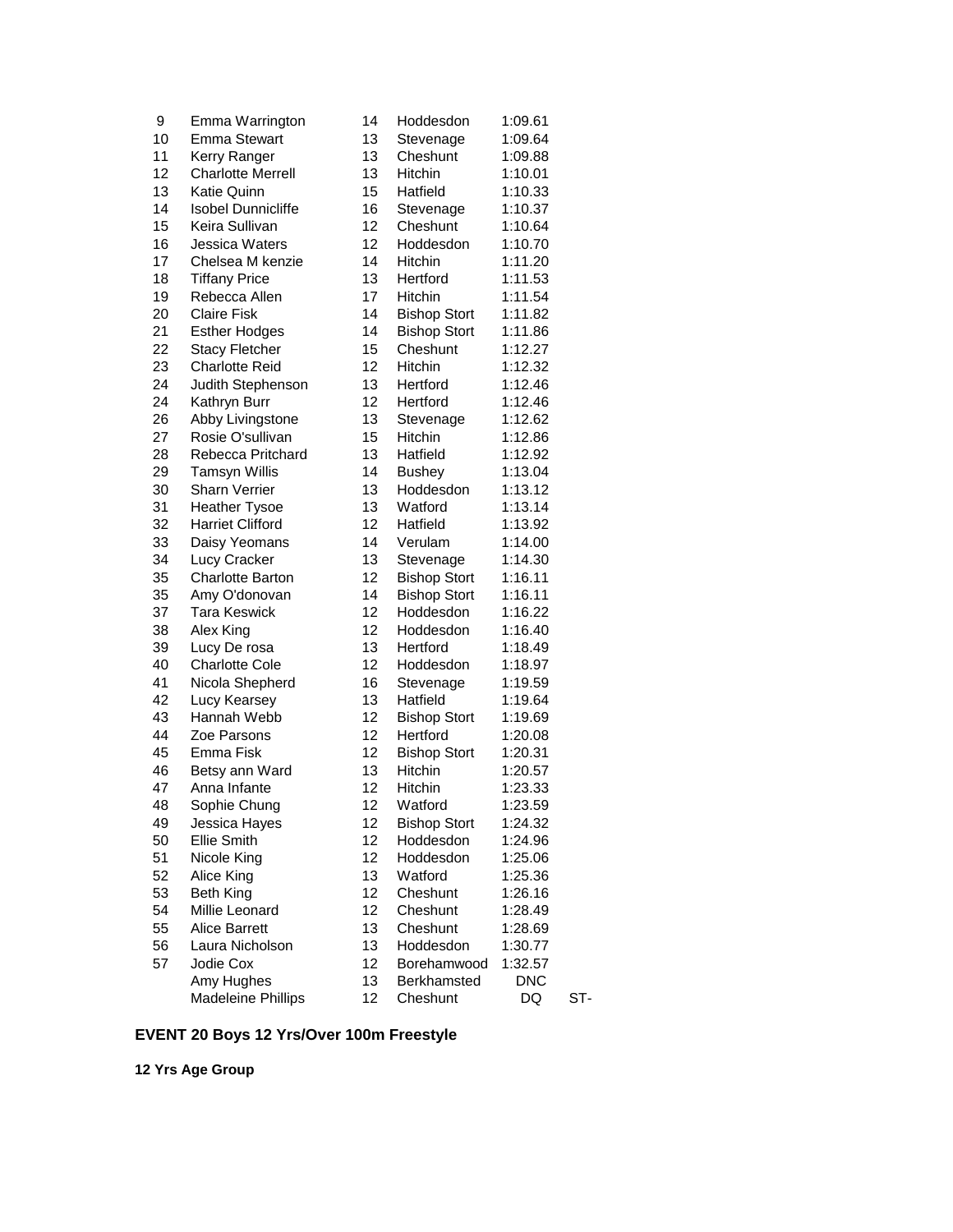| | | | | | |
|---|---|---|---|---|---|
| 9 | Emma Warrington | 14 | Hoddesdon | 1:09.61 | |
| 10 | Emma Stewart | 13 | Stevenage | 1:09.64 | |
| 11 | Kerry Ranger | 13 | Cheshunt | 1:09.88 | |
| 12 | Charlotte Merrell | 13 | Hitchin | 1:10.01 | |
| 13 | Katie Quinn | 15 | Hatfield | 1:10.33 | |
| 14 | Isobel Dunnicliffe | 16 | Stevenage | 1:10.37 | |
| 15 | Keira Sullivan | 12 | Cheshunt | 1:10.64 | |
| 16 | Jessica Waters | 12 | Hoddesdon | 1:10.70 | |
| 17 | Chelsea M kenzie | 14 | Hitchin | 1:11.20 | |
| 18 | Tiffany Price | 13 | Hertford | 1:11.53 | |
| 19 | Rebecca Allen | 17 | Hitchin | 1:11.54 | |
| 20 | Claire Fisk | 14 | Bishop Stort | 1:11.82 | |
| 21 | Esther Hodges | 14 | Bishop Stort | 1:11.86 | |
| 22 | Stacy Fletcher | 15 | Cheshunt | 1:12.27 | |
| 23 | Charlotte Reid | 12 | Hitchin | 1:12.32 | |
| 24 | Judith Stephenson | 13 | Hertford | 1:12.46 | |
| 24 | Kathryn Burr | 12 | Hertford | 1:12.46 | |
| 26 | Abby Livingstone | 13 | Stevenage | 1:12.62 | |
| 27 | Rosie O'sullivan | 15 | Hitchin | 1:12.86 | |
| 28 | Rebecca Pritchard | 13 | Hatfield | 1:12.92 | |
| 29 | Tamsyn Willis | 14 | Bushey | 1:13.04 | |
| 30 | Sharn Verrier | 13 | Hoddesdon | 1:13.12 | |
| 31 | Heather Tysoe | 13 | Watford | 1:13.14 | |
| 32 | Harriet Clifford | 12 | Hatfield | 1:13.92 | |
| 33 | Daisy Yeomans | 14 | Verulam | 1:14.00 | |
| 34 | Lucy Cracker | 13 | Stevenage | 1:14.30 | |
| 35 | Charlotte Barton | 12 | Bishop Stort | 1:16.11 | |
| 35 | Amy O'donovan | 14 | Bishop Stort | 1:16.11 | |
| 37 | Tara Keswick | 12 | Hoddesdon | 1:16.22 | |
| 38 | Alex King | 12 | Hoddesdon | 1:16.40 | |
| 39 | Lucy De rosa | 13 | Hertford | 1:18.49 | |
| 40 | Charlotte Cole | 12 | Hoddesdon | 1:18.97 | |
| 41 | Nicola Shepherd | 16 | Stevenage | 1:19.59 | |
| 42 | Lucy Kearsey | 13 | Hatfield | 1:19.64 | |
| 43 | Hannah Webb | 12 | Bishop Stort | 1:19.69 | |
| 44 | Zoe Parsons | 12 | Hertford | 1:20.08 | |
| 45 | Emma Fisk | 12 | Bishop Stort | 1:20.31 | |
| 46 | Betsy ann Ward | 13 | Hitchin | 1:20.57 | |
| 47 | Anna Infante | 12 | Hitchin | 1:23.33 | |
| 48 | Sophie Chung | 12 | Watford | 1:23.59 | |
| 49 | Jessica Hayes | 12 | Bishop Stort | 1:24.32 | |
| 50 | Ellie Smith | 12 | Hoddesdon | 1:24.96 | |
| 51 | Nicole King | 12 | Hoddesdon | 1:25.06 | |
| 52 | Alice King | 13 | Watford | 1:25.36 | |
| 53 | Beth King | 12 | Cheshunt | 1:26.16 | |
| 54 | Millie Leonard | 12 | Cheshunt | 1:28.49 | |
| 55 | Alice Barrett | 13 | Cheshunt | 1:28.69 | |
| 56 | Laura Nicholson | 13 | Hoddesdon | 1:30.77 | |
| 57 | Jodie Cox | 12 | Borehamwood | 1:32.57 | |
| | Amy Hughes | 13 | Berkhamsted | DNC | |
| | Madeleine Phillips | 12 | Cheshunt | DQ | ST- |

## EVENT 20 Boys 12 Yrs/Over 100m Freestyle

**12 Yrs Age Group**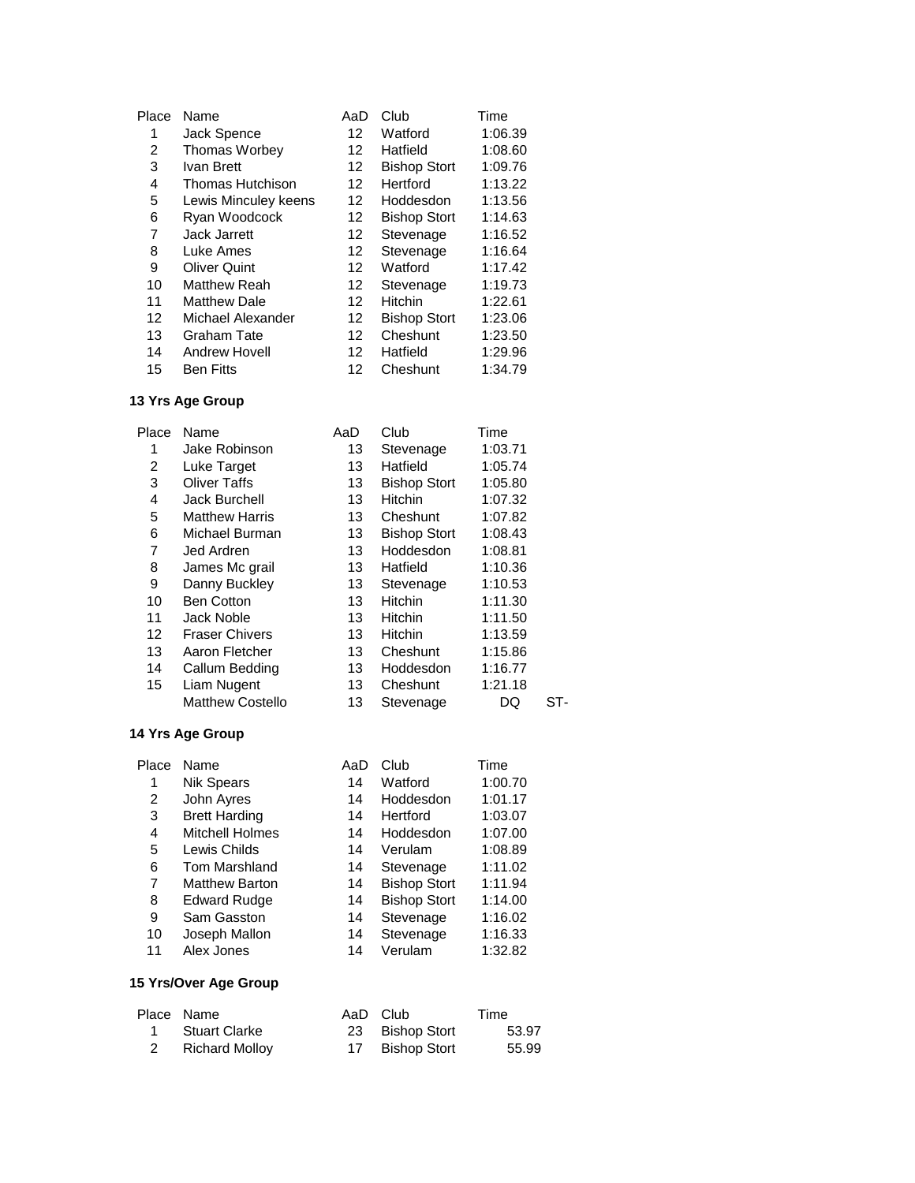| Place | Name | AaD | Club | Time |
| --- | --- | --- | --- | --- |
| 1 | Jack Spence | 12 | Watford | 1:06.39 |
| 2 | Thomas Worbey | 12 | Hatfield | 1:08.60 |
| 3 | Ivan Brett | 12 | Bishop Stort | 1:09.76 |
| 4 | Thomas Hutchison | 12 | Hertford | 1:13.22 |
| 5 | Lewis Minculey keens | 12 | Hoddesdon | 1:13.56 |
| 6 | Ryan Woodcock | 12 | Bishop Stort | 1:14.63 |
| 7 | Jack Jarrett | 12 | Stevenage | 1:16.52 |
| 8 | Luke Ames | 12 | Stevenage | 1:16.64 |
| 9 | Oliver Quint | 12 | Watford | 1:17.42 |
| 10 | Matthew Reah | 12 | Stevenage | 1:19.73 |
| 11 | Matthew Dale | 12 | Hitchin | 1:22.61 |
| 12 | Michael Alexander | 12 | Bishop Stort | 1:23.06 |
| 13 | Graham Tate | 12 | Cheshunt | 1:23.50 |
| 14 | Andrew Hovell | 12 | Hatfield | 1:29.96 |
| 15 | Ben Fitts | 12 | Cheshunt | 1:34.79 |

**13 Yrs Age Group**

| Place | Name | AaD | Club | Time | |
| --- | --- | --- | --- | --- | --- |
| 1 | Jake Robinson | 13 | Stevenage | 1:03.71 | |
| 2 | Luke Target | 13 | Hatfield | 1:05.74 | |
| 3 | Oliver Taffs | 13 | Bishop Stort | 1:05.80 | |
| 4 | Jack Burchell | 13 | Hitchin | 1:07.32 | |
| 5 | Matthew Harris | 13 | Cheshunt | 1:07.82 | |
| 6 | Michael Burman | 13 | Bishop Stort | 1:08.43 | |
| 7 | Jed Ardren | 13 | Hoddesdon | 1:08.81 | |
| 8 | James Mc grail | 13 | Hatfield | 1:10.36 | |
| 9 | Danny Buckley | 13 | Stevenage | 1:10.53 | |
| 10 | Ben Cotton | 13 | Hitchin | 1:11.30 | |
| 11 | Jack Noble | 13 | Hitchin | 1:11.50 | |
| 12 | Fraser Chivers | 13 | Hitchin | 1:13.59 | |
| 13 | Aaron Fletcher | 13 | Cheshunt | 1:15.86 | |
| 14 | Callum Bedding | 13 | Hoddesdon | 1:16.77 | |
| 15 | Liam Nugent | 13 | Cheshunt | 1:21.18 | |
| | Matthew Costello | 13 | Stevenage | DQ | ST- |

**14 Yrs Age Group**

| Place | Name | AaD | Club | Time |
| --- | --- | --- | --- | --- |
| 1 | Nik Spears | 14 | Watford | 1:00.70 |
| 2 | John Ayres | 14 | Hoddesdon | 1:01.17 |
| 3 | Brett Harding | 14 | Hertford | 1:03.07 |
| 4 | Mitchell Holmes | 14 | Hoddesdon | 1:07.00 |
| 5 | Lewis Childs | 14 | Verulam | 1:08.89 |
| 6 | Tom Marshland | 14 | Stevenage | 1:11.02 |
| 7 | Matthew Barton | 14 | Bishop Stort | 1:11.94 |
| 8 | Edward Rudge | 14 | Bishop Stort | 1:14.00 |
| 9 | Sam Gasston | 14 | Stevenage | 1:16.02 |
| 10 | Joseph Mallon | 14 | Stevenage | 1:16.33 |
| 11 | Alex Jones | 14 | Verulam | 1:32.82 |

**15 Yrs/Over Age Group**

| Place | Name | AaD | Club | Time |
| --- | --- | --- | --- | --- |
| 1 | Stuart Clarke | 23 | Bishop Stort | 53.97 |
| 2 | Richard Molloy | 17 | Bishop Stort | 55.99 |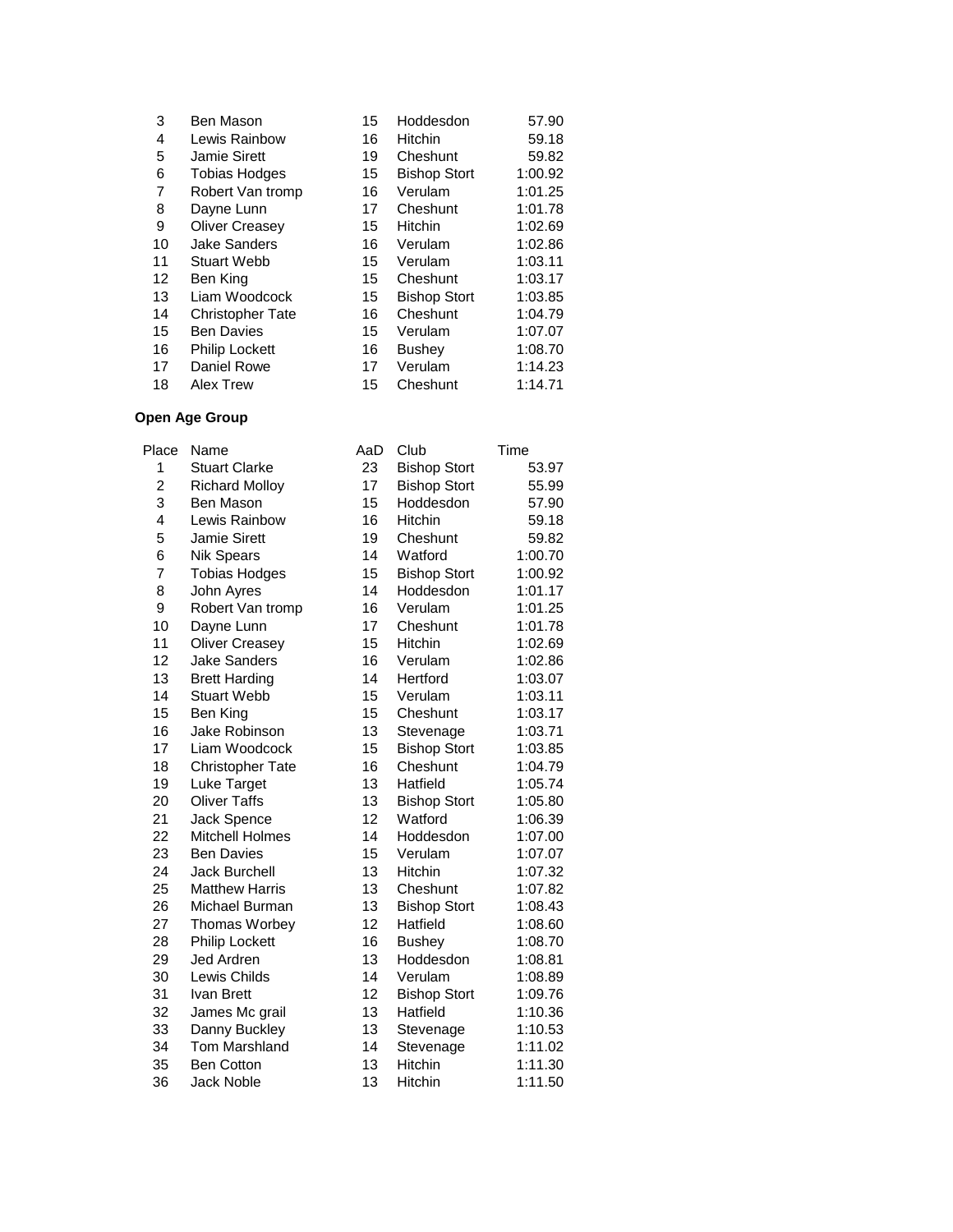| | | | | |
|---|---|---|---|---|
| 3 | Ben Mason | 15 | Hoddesdon | 57.90 |
| 4 | Lewis Rainbow | 16 | Hitchin | 59.18 |
| 5 | Jamie Sirett | 19 | Cheshunt | 59.82 |
| 6 | Tobias Hodges | 15 | Bishop Stort | 1:00.92 |
| 7 | Robert Van tromp | 16 | Verulam | 1:01.25 |
| 8 | Dayne Lunn | 17 | Cheshunt | 1:01.78 |
| 9 | Oliver Creasey | 15 | Hitchin | 1:02.69 |
| 10 | Jake Sanders | 16 | Verulam | 1:02.86 |
| 11 | Stuart Webb | 15 | Verulam | 1:03.11 |
| 12 | Ben King | 15 | Cheshunt | 1:03.17 |
| 13 | Liam Woodcock | 15 | Bishop Stort | 1:03.85 |
| 14 | Christopher Tate | 16 | Cheshunt | 1:04.79 |
| 15 | Ben Davies | 15 | Verulam | 1:07.07 |
| 16 | Philip Lockett | 16 | Bushey | 1:08.70 |
| 17 | Daniel Rowe | 17 | Verulam | 1:14.23 |
| 18 | Alex Trew | 15 | Cheshunt | 1:14.71 |

**Open Age Group**

| Place | Name | AaD | Club | Time |
|---|---|---|---|---|
| 1 | Stuart Clarke | 23 | Bishop Stort | 53.97 |
| 2 | Richard Molloy | 17 | Bishop Stort | 55.99 |
| 3 | Ben Mason | 15 | Hoddesdon | 57.90 |
| 4 | Lewis Rainbow | 16 | Hitchin | 59.18 |
| 5 | Jamie Sirett | 19 | Cheshunt | 59.82 |
| 6 | Nik Spears | 14 | Watford | 1:00.70 |
| 7 | Tobias Hodges | 15 | Bishop Stort | 1:00.92 |
| 8 | John Ayres | 14 | Hoddesdon | 1:01.17 |
| 9 | Robert Van tromp | 16 | Verulam | 1:01.25 |
| 10 | Dayne Lunn | 17 | Cheshunt | 1:01.78 |
| 11 | Oliver Creasey | 15 | Hitchin | 1:02.69 |
| 12 | Jake Sanders | 16 | Verulam | 1:02.86 |
| 13 | Brett Harding | 14 | Hertford | 1:03.07 |
| 14 | Stuart Webb | 15 | Verulam | 1:03.11 |
| 15 | Ben King | 15 | Cheshunt | 1:03.17 |
| 16 | Jake Robinson | 13 | Stevenage | 1:03.71 |
| 17 | Liam Woodcock | 15 | Bishop Stort | 1:03.85 |
| 18 | Christopher Tate | 16 | Cheshunt | 1:04.79 |
| 19 | Luke Target | 13 | Hatfield | 1:05.74 |
| 20 | Oliver Taffs | 13 | Bishop Stort | 1:05.80 |
| 21 | Jack Spence | 12 | Watford | 1:06.39 |
| 22 | Mitchell Holmes | 14 | Hoddesdon | 1:07.00 |
| 23 | Ben Davies | 15 | Verulam | 1:07.07 |
| 24 | Jack Burchell | 13 | Hitchin | 1:07.32 |
| 25 | Matthew Harris | 13 | Cheshunt | 1:07.82 |
| 26 | Michael Burman | 13 | Bishop Stort | 1:08.43 |
| 27 | Thomas Worbey | 12 | Hatfield | 1:08.60 |
| 28 | Philip Lockett | 16 | Bushey | 1:08.70 |
| 29 | Jed Ardren | 13 | Hoddesdon | 1:08.81 |
| 30 | Lewis Childs | 14 | Verulam | 1:08.89 |
| 31 | Ivan Brett | 12 | Bishop Stort | 1:09.76 |
| 32 | James Mc grail | 13 | Hatfield | 1:10.36 |
| 33 | Danny Buckley | 13 | Stevenage | 1:10.53 |
| 34 | Tom Marshland | 14 | Stevenage | 1:11.02 |
| 35 | Ben Cotton | 13 | Hitchin | 1:11.30 |
| 36 | Jack Noble | 13 | Hitchin | 1:11.50 |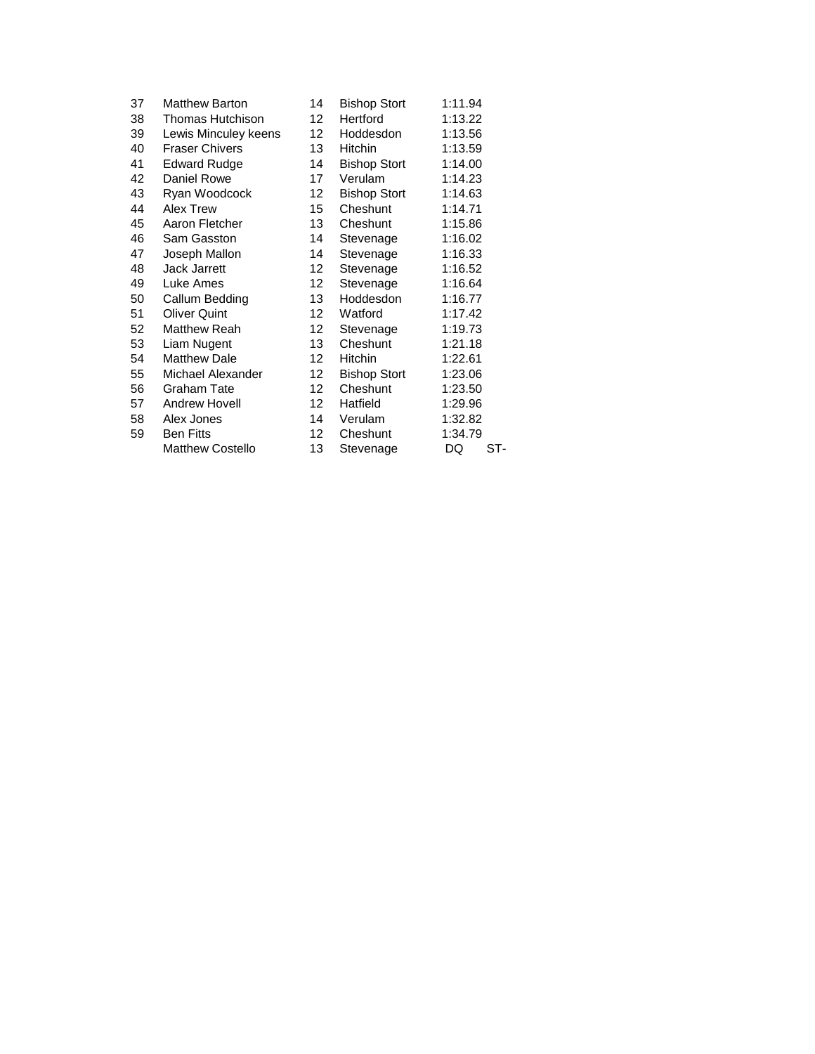| | | | | | |
|---|---|---|---|---|---|
| 37 | Matthew Barton | 14 | Bishop Stort | 1:11.94 | |
| 38 | Thomas Hutchison | 12 | Hertford | 1:13.22 | |
| 39 | Lewis Minculey keens | 12 | Hoddesdon | 1:13.56 | |
| 40 | Fraser Chivers | 13 | Hitchin | 1:13.59 | |
| 41 | Edward Rudge | 14 | Bishop Stort | 1:14.00 | |
| 42 | Daniel Rowe | 17 | Verulam | 1:14.23 | |
| 43 | Ryan Woodcock | 12 | Bishop Stort | 1:14.63 | |
| 44 | Alex Trew | 15 | Cheshunt | 1:14.71 | |
| 45 | Aaron Fletcher | 13 | Cheshunt | 1:15.86 | |
| 46 | Sam Gasston | 14 | Stevenage | 1:16.02 | |
| 47 | Joseph Mallon | 14 | Stevenage | 1:16.33 | |
| 48 | Jack Jarrett | 12 | Stevenage | 1:16.52 | |
| 49 | Luke Ames | 12 | Stevenage | 1:16.64 | |
| 50 | Callum Bedding | 13 | Hoddesdon | 1:16.77 | |
| 51 | Oliver Quint | 12 | Watford | 1:17.42 | |
| 52 | Matthew Reah | 12 | Stevenage | 1:19.73 | |
| 53 | Liam Nugent | 13 | Cheshunt | 1:21.18 | |
| 54 | Matthew Dale | 12 | Hitchin | 1:22.61 | |
| 55 | Michael Alexander | 12 | Bishop Stort | 1:23.06 | |
| 56 | Graham Tate | 12 | Cheshunt | 1:23.50 | |
| 57 | Andrew Hovell | 12 | Hatfield | 1:29.96 | |
| 58 | Alex Jones | 14 | Verulam | 1:32.82 | |
| 59 | Ben Fitts | 12 | Cheshunt | 1:34.79 | |
| | Matthew Costello | 13 | Stevenage | DQ | ST- |